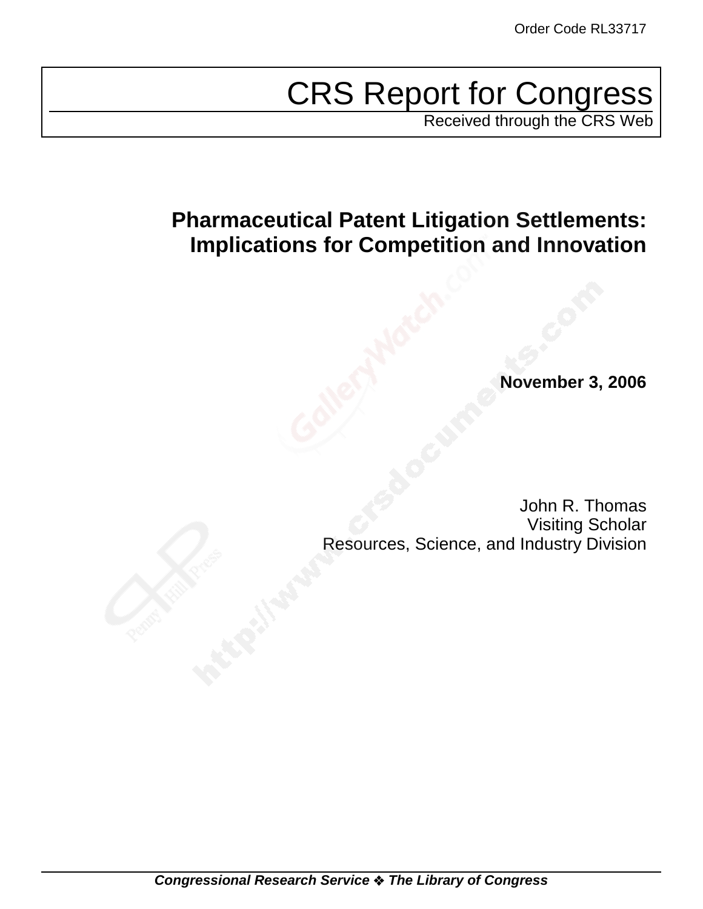Order Code RL33717

# CRS Report for Congress

Received through the CRS Web

## Pharmaceutical Patent Litigation Settlements: Implications for Competition and Innovation

**November 3, 2006**

John R. Thomas
Visiting Scholar
Resources, Science, and Industry Division

*Congressional Research Service ❖ The Library of Congress*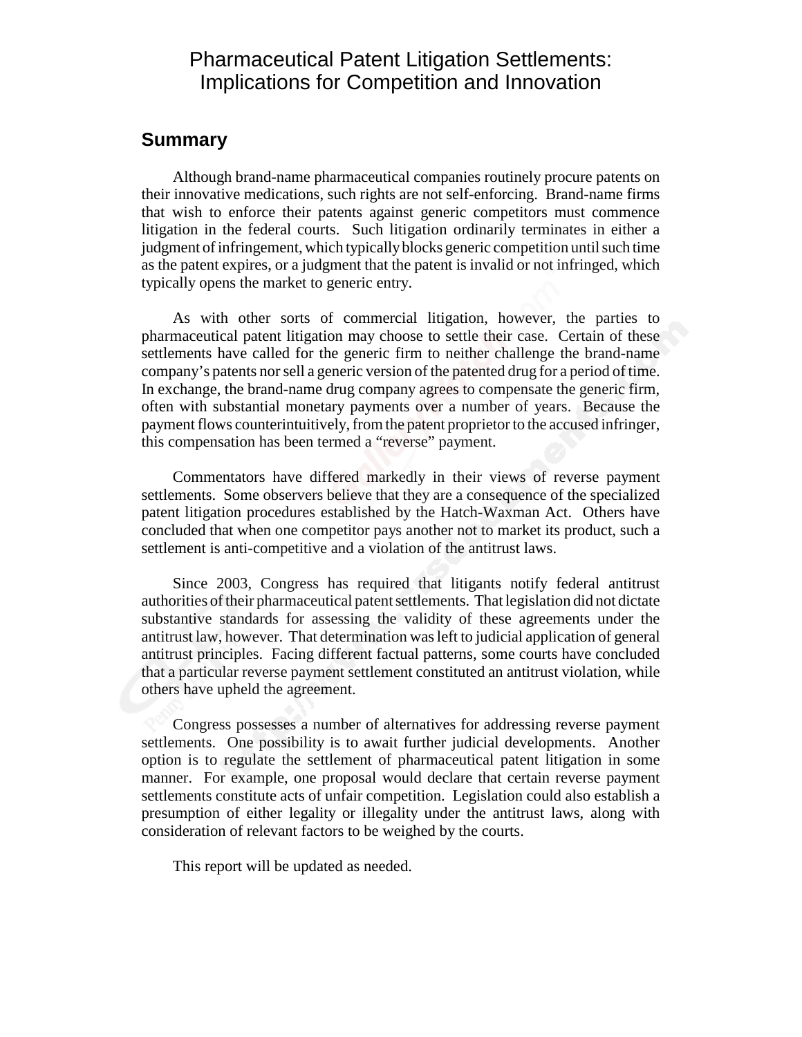# Pharmaceutical Patent Litigation Settlements: Implications for Competition and Innovation

## Summary

Although brand-name pharmaceutical companies routinely procure patents on their innovative medications, such rights are not self-enforcing. Brand-name firms that wish to enforce their patents against generic competitors must commence litigation in the federal courts. Such litigation ordinarily terminates in either a judgment of infringement, which typically blocks generic competition until such time as the patent expires, or a judgment that the patent is invalid or not infringed, which typically opens the market to generic entry.

As with other sorts of commercial litigation, however, the parties to pharmaceutical patent litigation may choose to settle their case. Certain of these settlements have called for the generic firm to neither challenge the brand-name company's patents nor sell a generic version of the patented drug for a period of time. In exchange, the brand-name drug company agrees to compensate the generic firm, often with substantial monetary payments over a number of years. Because the payment flows counterintuitively, from the patent proprietor to the accused infringer, this compensation has been termed a "reverse" payment.

Commentators have differed markedly in their views of reverse payment settlements. Some observers believe that they are a consequence of the specialized patent litigation procedures established by the Hatch-Waxman Act. Others have concluded that when one competitor pays another not to market its product, such a settlement is anti-competitive and a violation of the antitrust laws.

Since 2003, Congress has required that litigants notify federal antitrust authorities of their pharmaceutical patent settlements. That legislation did not dictate substantive standards for assessing the validity of these agreements under the antitrust law, however. That determination was left to judicial application of general antitrust principles. Facing different factual patterns, some courts have concluded that a particular reverse payment settlement constituted an antitrust violation, while others have upheld the agreement.

Congress possesses a number of alternatives for addressing reverse payment settlements. One possibility is to await further judicial developments. Another option is to regulate the settlement of pharmaceutical patent litigation in some manner. For example, one proposal would declare that certain reverse payment settlements constitute acts of unfair competition. Legislation could also establish a presumption of either legality or illegality under the antitrust laws, along with consideration of relevant factors to be weighed by the courts.

This report will be updated as needed.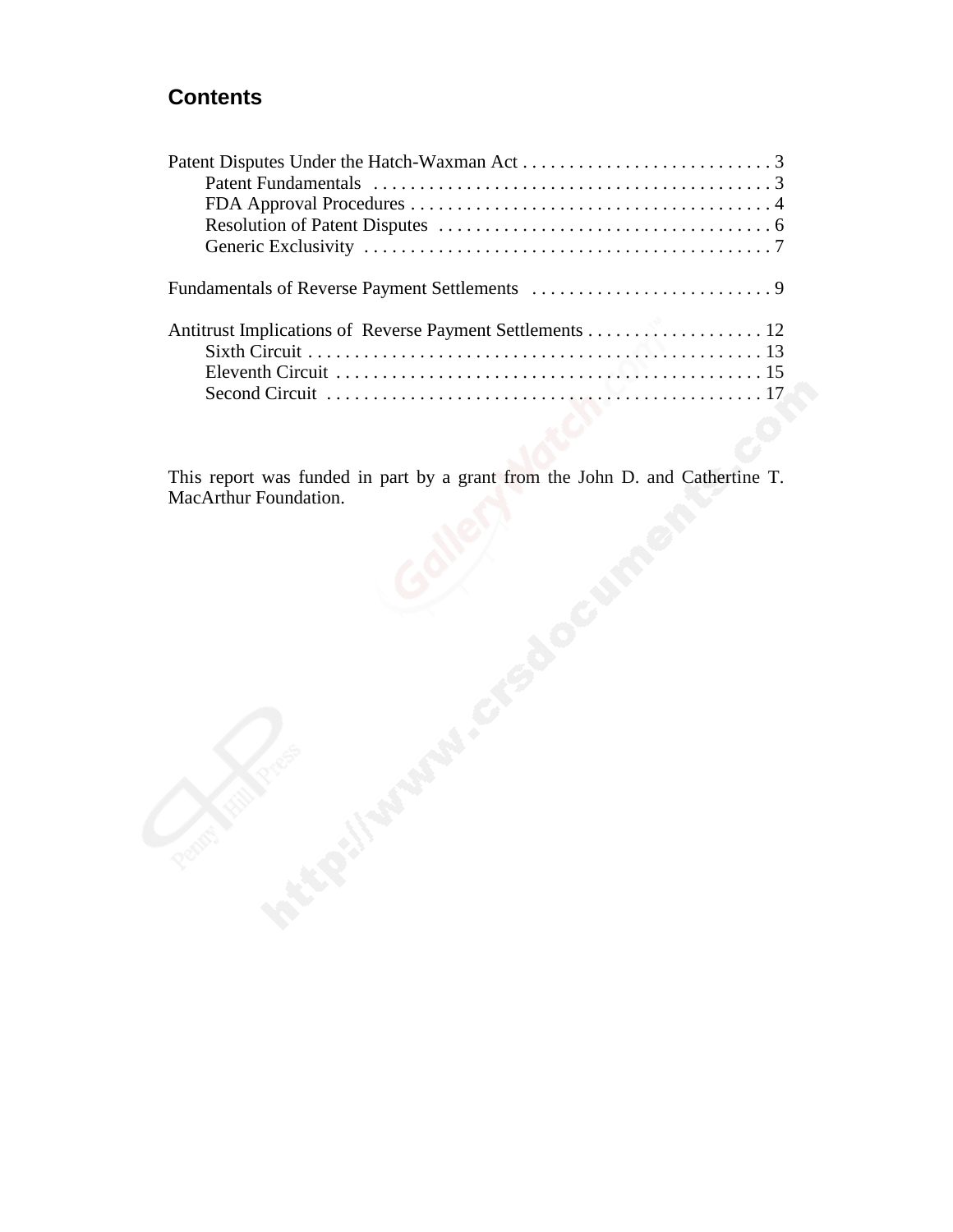## Contents

Patent Disputes Under the Hatch-Waxman Act . . . . . . . . . . . . . . . . . . . . . . . . . . . 3
    Patent Fundamentals . . . . . . . . . . . . . . . . . . . . . . . . . . . . . . . . . . . . . . . . . . . 3
    FDA Approval Procedures . . . . . . . . . . . . . . . . . . . . . . . . . . . . . . . . . . . . . . . 4
    Resolution of Patent Disputes . . . . . . . . . . . . . . . . . . . . . . . . . . . . . . . . . . . . 6
    Generic Exclusivity . . . . . . . . . . . . . . . . . . . . . . . . . . . . . . . . . . . . . . . . . . . . 7

Fundamentals of Reverse Payment Settlements . . . . . . . . . . . . . . . . . . . . . . . . . . 9

Antitrust Implications of Reverse Payment Settlements . . . . . . . . . . . . . . . . . . . 12
    Sixth Circuit . . . . . . . . . . . . . . . . . . . . . . . . . . . . . . . . . . . . . . . . . . . . . . . . . 13
    Eleventh Circuit . . . . . . . . . . . . . . . . . . . . . . . . . . . . . . . . . . . . . . . . . . . . . . 15
    Second Circuit . . . . . . . . . . . . . . . . . . . . . . . . . . . . . . . . . . . . . . . . . . . . . . . 17

This report was funded in part by a grant from the John D. and Cathertine T. MacArthur Foundation.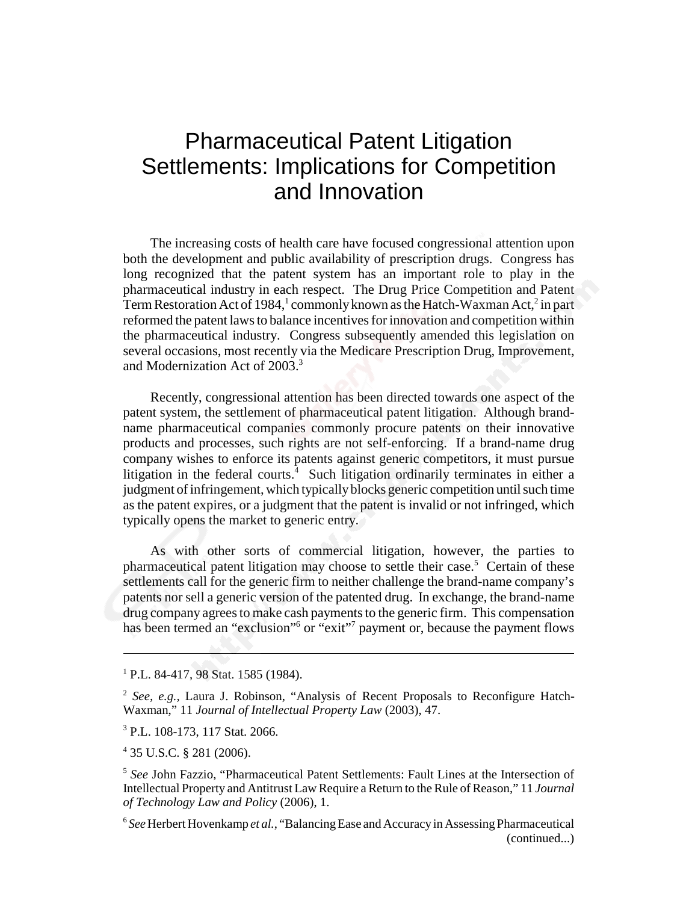# Pharmaceutical Patent Litigation Settlements: Implications for Competition and Innovation

The increasing costs of health care have focused congressional attention upon both the development and public availability of prescription drugs. Congress has long recognized that the patent system has an important role to play in the pharmaceutical industry in each respect. The Drug Price Competition and Patent Term Restoration Act of 1984,[1] commonly known as the Hatch-Waxman Act,[2] in part reformed the patent laws to balance incentives for innovation and competition within the pharmaceutical industry. Congress subsequently amended this legislation on several occasions, most recently via the Medicare Prescription Drug, Improvement, and Modernization Act of 2003.[3]

Recently, congressional attention has been directed towards one aspect of the patent system, the settlement of pharmaceutical patent litigation. Although brand-name pharmaceutical companies commonly procure patents on their innovative products and processes, such rights are not self-enforcing. If a brand-name drug company wishes to enforce its patents against generic competitors, it must pursue litigation in the federal courts.[4] Such litigation ordinarily terminates in either a judgment of infringement, which typically blocks generic competition until such time as the patent expires, or a judgment that the patent is invalid or not infringed, which typically opens the market to generic entry.

As with other sorts of commercial litigation, however, the parties to pharmaceutical patent litigation may choose to settle their case.[5] Certain of these settlements call for the generic firm to neither challenge the brand-name company's patents nor sell a generic version of the patented drug. In exchange, the brand-name drug company agrees to make cash payments to the generic firm. This compensation has been termed an "exclusion"[6] or "exit"[7] payment or, because the payment flows

---

[1] P.L. 84-417, 98 Stat. 1585 (1984).

[2] *See*, *e.g.*, Laura J. Robinson, "Analysis of Recent Proposals to Reconfigure Hatch-Waxman," 11 *Journal of Intellectual Property Law* (2003), 47.

[3] P.L. 108-173, 117 Stat. 2066.

[4] 35 U.S.C. § 281 (2006).

[5] *See* John Fazzio, "Pharmaceutical Patent Settlements: Fault Lines at the Intersection of Intellectual Property and Antitrust Law Require a Return to the Rule of Reason," 11 *Journal of Technology Law and Policy* (2006), 1.

[6] *See* Herbert Hovenkamp *et al.*, "Balancing Ease and Accuracy in Assessing Pharmaceutical (continued...)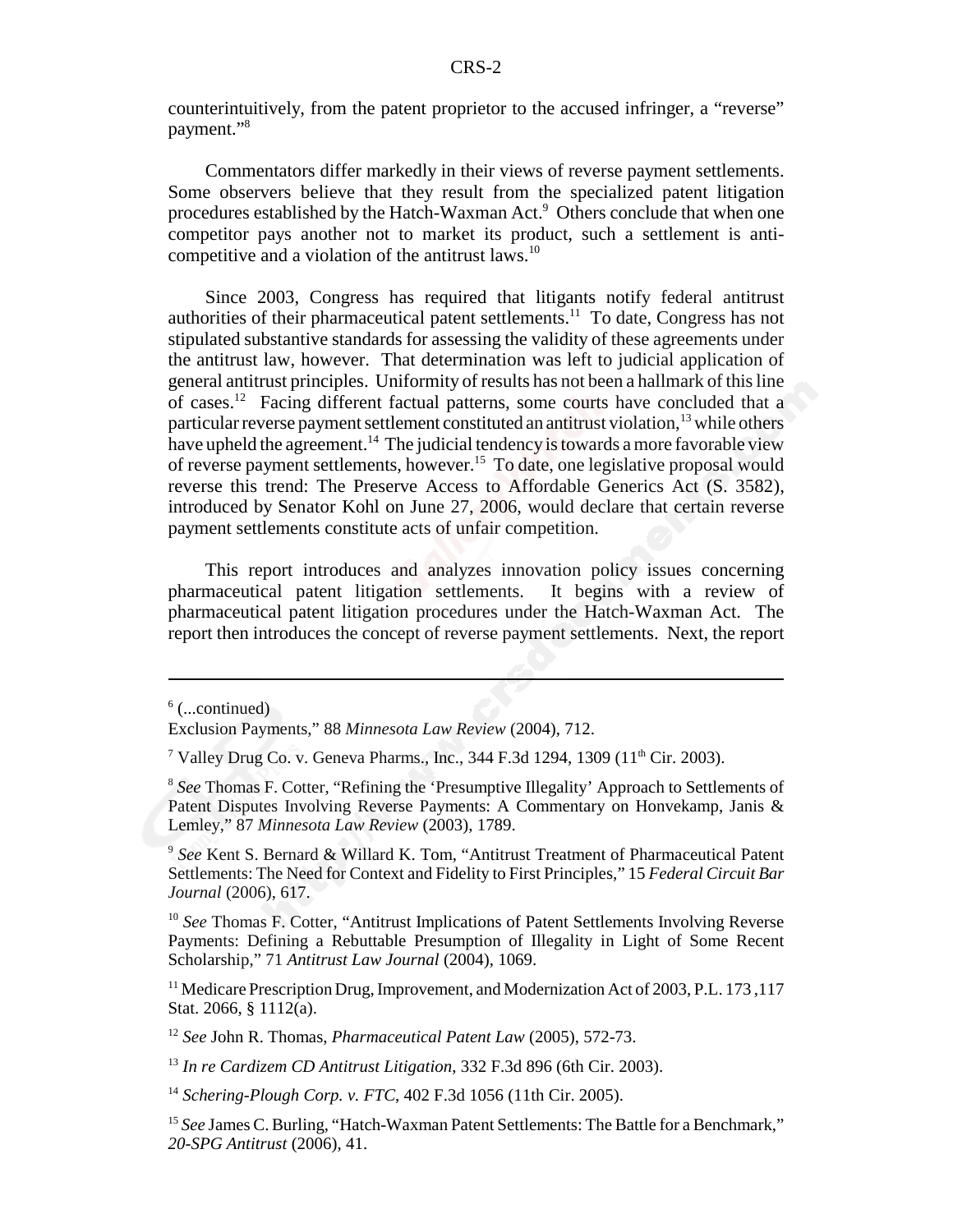counterintuitively, from the patent proprietor to the accused infringer, a "reverse" payment."[8]

Commentators differ markedly in their views of reverse payment settlements. Some observers believe that they result from the specialized patent litigation procedures established by the Hatch-Waxman Act.[9] Others conclude that when one competitor pays another not to market its product, such a settlement is anti-competitive and a violation of the antitrust laws.[10]

Since 2003, Congress has required that litigants notify federal antitrust authorities of their pharmaceutical patent settlements.[11] To date, Congress has not stipulated substantive standards for assessing the validity of these agreements under the antitrust law, however. That determination was left to judicial application of general antitrust principles. Uniformity of results has not been a hallmark of this line of cases.[12] Facing different factual patterns, some courts have concluded that a particular reverse payment settlement constituted an antitrust violation,[13] while others have upheld the agreement.[14] The judicial tendency is towards a more favorable view of reverse payment settlements, however.[15] To date, one legislative proposal would reverse this trend: The Preserve Access to Affordable Generics Act (S. 3582), introduced by Senator Kohl on June 27, 2006, would declare that certain reverse payment settlements constitute acts of unfair competition.

This report introduces and analyzes innovation policy issues concerning pharmaceutical patent litigation settlements. It begins with a review of pharmaceutical patent litigation procedures under the Hatch-Waxman Act. The report then introduces the concept of reverse payment settlements. Next, the report

---

[6] (...continued)
Exclusion Payments," 88 *Minnesota Law Review* (2004), 712.

[7] Valley Drug Co. v. Geneva Pharms., Inc., 344 F.3d 1294, 1309 (11th Cir. 2003).

[8] *See* Thomas F. Cotter, "Refining the 'Presumptive Illegality' Approach to Settlements of Patent Disputes Involving Reverse Payments: A Commentary on Honvekamp, Janis & Lemley," 87 *Minnesota Law Review* (2003), 1789.

[9] *See* Kent S. Bernard & Willard K. Tom, "Antitrust Treatment of Pharmaceutical Patent Settlements: The Need for Context and Fidelity to First Principles," 15 *Federal Circuit Bar Journal* (2006), 617.

[10] *See* Thomas F. Cotter, "Antitrust Implications of Patent Settlements Involving Reverse Payments: Defining a Rebuttable Presumption of Illegality in Light of Some Recent Scholarship," 71 *Antitrust Law Journal* (2004), 1069.

[11] Medicare Prescription Drug, Improvement, and Modernization Act of 2003, P.L. 173 ,117 Stat. 2066, § 1112(a).

[12] *See* John R. Thomas, *Pharmaceutical Patent Law* (2005), 572-73.

[13] *In re Cardizem CD Antitrust Litigation*, 332 F.3d 896 (6th Cir. 2003).

[14] *Schering-Plough Corp. v. FTC*, 402 F.3d 1056 (11th Cir. 2005).

[15] *See* James C. Burling, "Hatch-Waxman Patent Settlements: The Battle for a Benchmark," *20-SPG Antitrust* (2006), 41.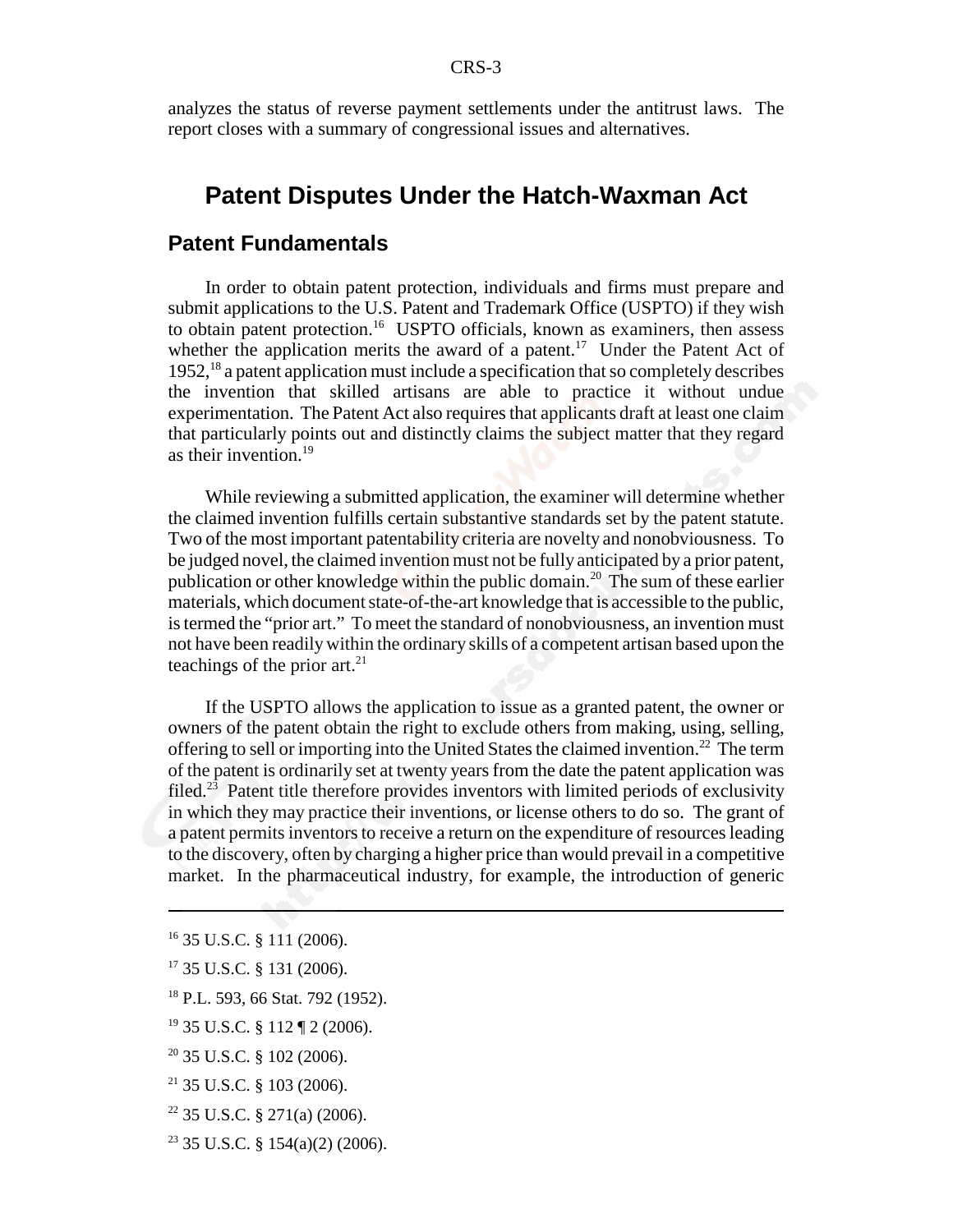analyzes the status of reverse payment settlements under the antitrust laws. The report closes with a summary of congressional issues and alternatives.

# Patent Disputes Under the Hatch-Waxman Act

## Patent Fundamentals

In order to obtain patent protection, individuals and firms must prepare and submit applications to the U.S. Patent and Trademark Office (USPTO) if they wish to obtain patent protection.[16] USPTO officials, known as examiners, then assess whether the application merits the award of a patent.[17] Under the Patent Act of 1952,[18] a patent application must include a specification that so completely describes the invention that skilled artisans are able to practice it without undue experimentation. The Patent Act also requires that applicants draft at least one claim that particularly points out and distinctly claims the subject matter that they regard as their invention.[19]

While reviewing a submitted application, the examiner will determine whether the claimed invention fulfills certain substantive standards set by the patent statute. Two of the most important patentability criteria are novelty and nonobviousness. To be judged novel, the claimed invention must not be fully anticipated by a prior patent, publication or other knowledge within the public domain.[20] The sum of these earlier materials, which document state-of-the-art knowledge that is accessible to the public, is termed the "prior art." To meet the standard of nonobviousness, an invention must not have been readily within the ordinary skills of a competent artisan based upon the teachings of the prior art.[21]

If the USPTO allows the application to issue as a granted patent, the owner or owners of the patent obtain the right to exclude others from making, using, selling, offering to sell or importing into the United States the claimed invention.[22] The term of the patent is ordinarily set at twenty years from the date the patent application was filed.[23] Patent title therefore provides inventors with limited periods of exclusivity in which they may practice their inventions, or license others to do so. The grant of a patent permits inventors to receive a return on the expenditure of resources leading to the discovery, often by charging a higher price than would prevail in a competitive market. In the pharmaceutical industry, for example, the introduction of generic

---

[16] 35 U.S.C. § 111 (2006).

[17] 35 U.S.C. § 131 (2006).

[18] P.L. 593, 66 Stat. 792 (1952).

[19] 35 U.S.C. § 112 ¶ 2 (2006).

[20] 35 U.S.C. § 102 (2006).

[21] 35 U.S.C. § 103 (2006).

[22] 35 U.S.C. § 271(a) (2006).

[23] 35 U.S.C. § 154(a)(2) (2006).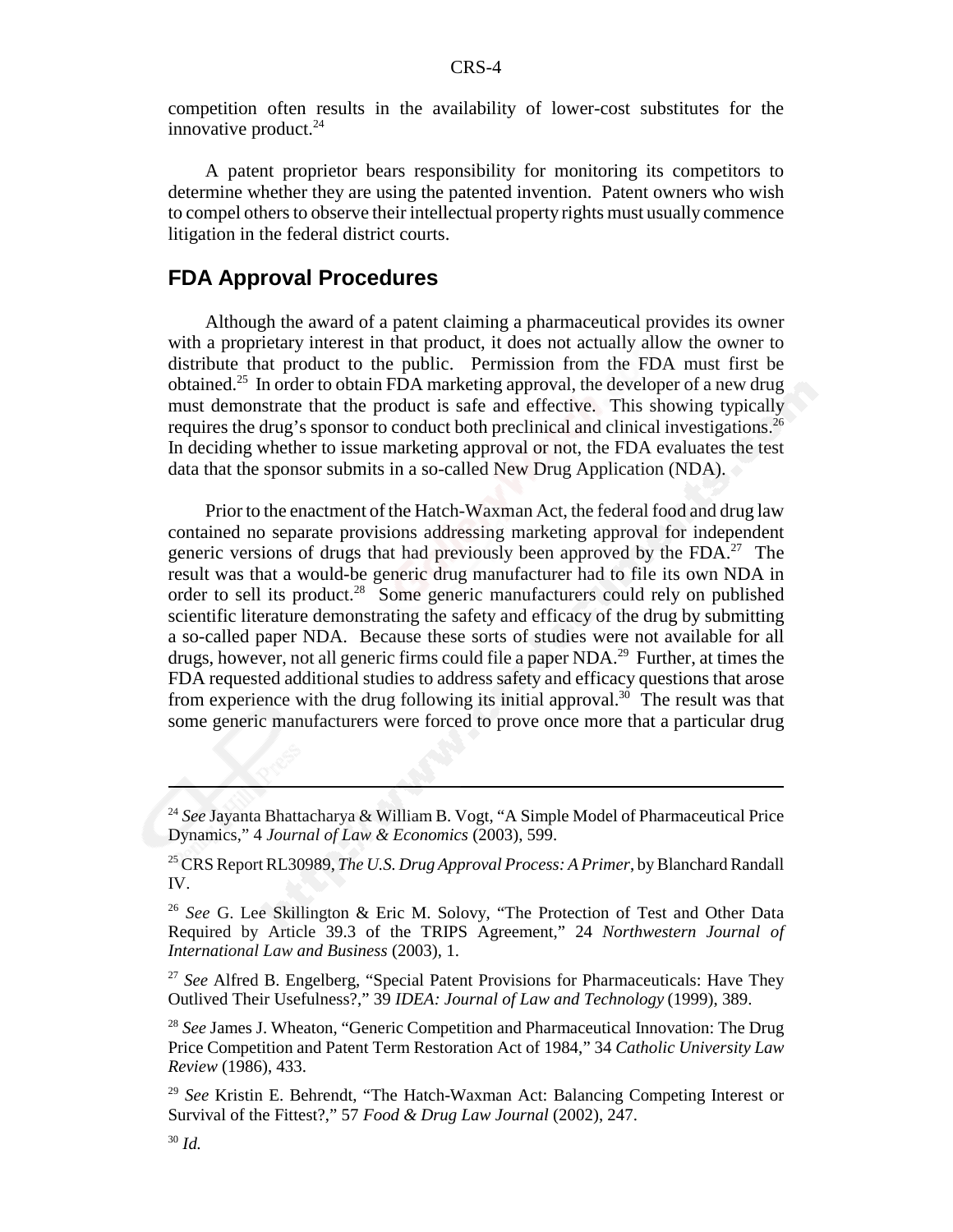competition often results in the availability of lower-cost substitutes for the innovative product.[24]

A patent proprietor bears responsibility for monitoring its competitors to determine whether they are using the patented invention. Patent owners who wish to compel others to observe their intellectual property rights must usually commence litigation in the federal district courts.

## FDA Approval Procedures

Although the award of a patent claiming a pharmaceutical provides its owner with a proprietary interest in that product, it does not actually allow the owner to distribute that product to the public. Permission from the FDA must first be obtained.[25] In order to obtain FDA marketing approval, the developer of a new drug must demonstrate that the product is safe and effective. This showing typically requires the drug's sponsor to conduct both preclinical and clinical investigations.[26] In deciding whether to issue marketing approval or not, the FDA evaluates the test data that the sponsor submits in a so-called New Drug Application (NDA).

Prior to the enactment of the Hatch-Waxman Act, the federal food and drug law contained no separate provisions addressing marketing approval for independent generic versions of drugs that had previously been approved by the FDA.[27] The result was that a would-be generic drug manufacturer had to file its own NDA in order to sell its product.[28] Some generic manufacturers could rely on published scientific literature demonstrating the safety and efficacy of the drug by submitting a so-called paper NDA. Because these sorts of studies were not available for all drugs, however, not all generic firms could file a paper NDA.[29] Further, at times the FDA requested additional studies to address safety and efficacy questions that arose from experience with the drug following its initial approval.[30] The result was that some generic manufacturers were forced to prove once more that a particular drug

---

[24] *See* Jayanta Bhattacharya & William B. Vogt, "A Simple Model of Pharmaceutical Price Dynamics," 4 *Journal of Law & Economics* (2003), 599.

[25] CRS Report RL30989, *The U.S. Drug Approval Process: A Primer*, by Blanchard Randall IV.

[26] *See* G. Lee Skillington & Eric M. Solovy, "The Protection of Test and Other Data Required by Article 39.3 of the TRIPS Agreement," 24 *Northwestern Journal of International Law and Business* (2003), 1.

[27] *See* Alfred B. Engelberg, "Special Patent Provisions for Pharmaceuticals: Have They Outlived Their Usefulness?," 39 *IDEA: Journal of Law and Technology* (1999), 389.

[28] *See* James J. Wheaton, "Generic Competition and Pharmaceutical Innovation: The Drug Price Competition and Patent Term Restoration Act of 1984," 34 *Catholic University Law Review* (1986), 433.

[29] *See* Kristin E. Behrendt, "The Hatch-Waxman Act: Balancing Competing Interest or Survival of the Fittest?," 57 *Food & Drug Law Journal* (2002), 247.

[30] *Id.*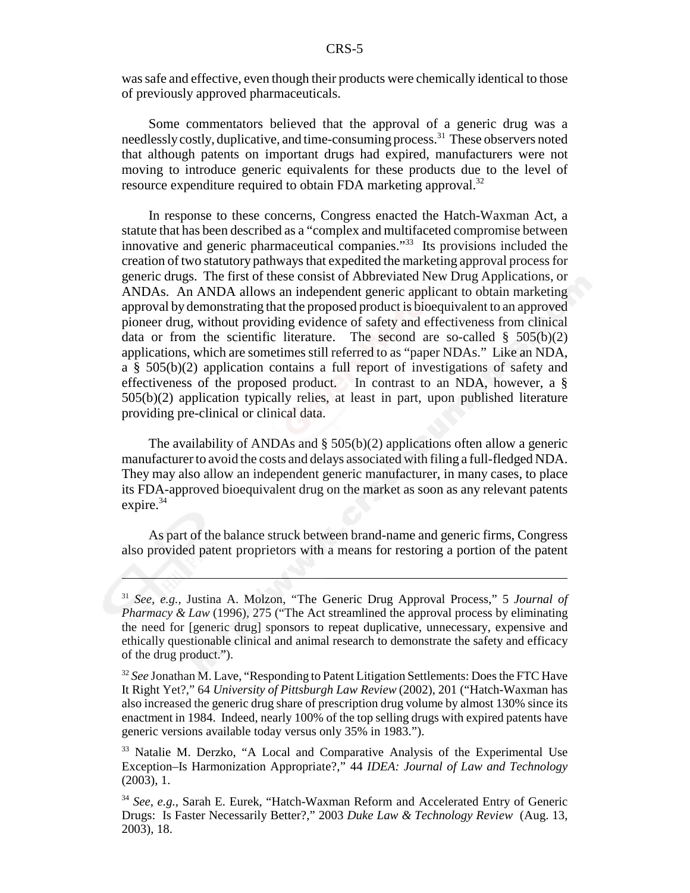was safe and effective, even though their products were chemically identical to those of previously approved pharmaceuticals.

Some commentators believed that the approval of a generic drug was a needlessly costly, duplicative, and time-consuming process.[31] These observers noted that although patents on important drugs had expired, manufacturers were not moving to introduce generic equivalents for these products due to the level of resource expenditure required to obtain FDA marketing approval.[32]

In response to these concerns, Congress enacted the Hatch-Waxman Act, a statute that has been described as a "complex and multifaceted compromise between innovative and generic pharmaceutical companies."[33] Its provisions included the creation of two statutory pathways that expedited the marketing approval process for generic drugs. The first of these consist of Abbreviated New Drug Applications, or ANDAs. An ANDA allows an independent generic applicant to obtain marketing approval by demonstrating that the proposed product is bioequivalent to an approved pioneer drug, without providing evidence of safety and effectiveness from clinical data or from the scientific literature. The second are so-called § 505(b)(2) applications, which are sometimes still referred to as "paper NDAs." Like an NDA, a § 505(b)(2) application contains a full report of investigations of safety and effectiveness of the proposed product. In contrast to an NDA, however, a § 505(b)(2) application typically relies, at least in part, upon published literature providing pre-clinical or clinical data.

The availability of ANDAs and § 505(b)(2) applications often allow a generic manufacturer to avoid the costs and delays associated with filing a full-fledged NDA. They may also allow an independent generic manufacturer, in many cases, to place its FDA-approved bioequivalent drug on the market as soon as any relevant patents expire.[34]

As part of the balance struck between brand-name and generic firms, Congress also provided patent proprietors with a means for restoring a portion of the patent

---

[31] *See, e.g.,* Justina A. Molzon, "The Generic Drug Approval Process," 5 *Journal of Pharmacy & Law* (1996), 275 ("The Act streamlined the approval process by eliminating the need for [generic drug] sponsors to repeat duplicative, unnecessary, expensive and ethically questionable clinical and animal research to demonstrate the safety and efficacy of the drug product.").

[32] *See* Jonathan M. Lave, "Responding to Patent Litigation Settlements: Does the FTC Have It Right Yet?," 64 *University of Pittsburgh Law Review* (2002), 201 ("Hatch-Waxman has also increased the generic drug share of prescription drug volume by almost 130% since its enactment in 1984. Indeed, nearly 100% of the top selling drugs with expired patents have generic versions available today versus only 35% in 1983.").

[33] Natalie M. Derzko, "A Local and Comparative Analysis of the Experimental Use Exception–Is Harmonization Appropriate?," 44 *IDEA: Journal of Law and Technology* (2003), 1.

[34] *See, e.g.,* Sarah E. Eurek, "Hatch-Waxman Reform and Accelerated Entry of Generic Drugs: Is Faster Necessarily Better?," 2003 *Duke Law & Technology Review* (Aug. 13, 2003), 18.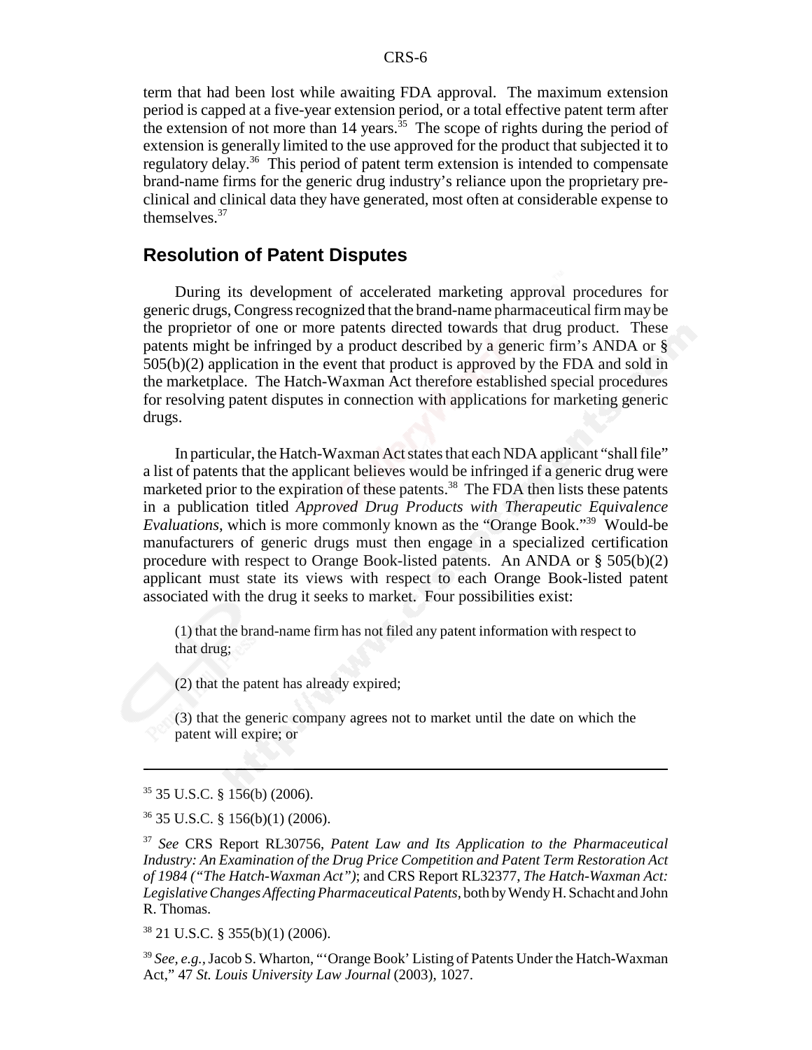term that had been lost while awaiting FDA approval. The maximum extension period is capped at a five-year extension period, or a total effective patent term after the extension of not more than 14 years.[35] The scope of rights during the period of extension is generally limited to the use approved for the product that subjected it to regulatory delay.[36] This period of patent term extension is intended to compensate brand-name firms for the generic drug industry's reliance upon the proprietary pre-clinical and clinical data they have generated, most often at considerable expense to themselves.[37]

## Resolution of Patent Disputes

During its development of accelerated marketing approval procedures for generic drugs, Congress recognized that the brand-name pharmaceutical firm may be the proprietor of one or more patents directed towards that drug product. These patents might be infringed by a product described by a generic firm's ANDA or § 505(b)(2) application in the event that product is approved by the FDA and sold in the marketplace. The Hatch-Waxman Act therefore established special procedures for resolving patent disputes in connection with applications for marketing generic drugs.

In particular, the Hatch-Waxman Act states that each NDA applicant "shall file" a list of patents that the applicant believes would be infringed if a generic drug were marketed prior to the expiration of these patents.[38] The FDA then lists these patents in a publication titled *Approved Drug Products with Therapeutic Equivalence Evaluations*, which is more commonly known as the "Orange Book."[39] Would-be manufacturers of generic drugs must then engage in a specialized certification procedure with respect to Orange Book-listed patents. An ANDA or § 505(b)(2) applicant must state its views with respect to each Orange Book-listed patent associated with the drug it seeks to market. Four possibilities exist:

> (1) that the brand-name firm has not filed any patent information with respect to that drug;
>
> (2) that the patent has already expired;
>
> (3) that the generic company agrees not to market until the date on which the patent will expire; or

---

[35] 35 U.S.C. § 156(b) (2006).

[36] 35 U.S.C. § 156(b)(1) (2006).

[37] *See* CRS Report RL30756, *Patent Law and Its Application to the Pharmaceutical Industry: An Examination of the Drug Price Competition and Patent Term Restoration Act of 1984 ("The Hatch-Waxman Act")*; and CRS Report RL32377, *The Hatch-Waxman Act: Legislative Changes Affecting Pharmaceutical Patents*, both by Wendy H. Schacht and John R. Thomas.

[38] 21 U.S.C. § 355(b)(1) (2006).

[39] *See, e.g.*, Jacob S. Wharton, "'Orange Book' Listing of Patents Under the Hatch-Waxman Act," 47 *St. Louis University Law Journal* (2003), 1027.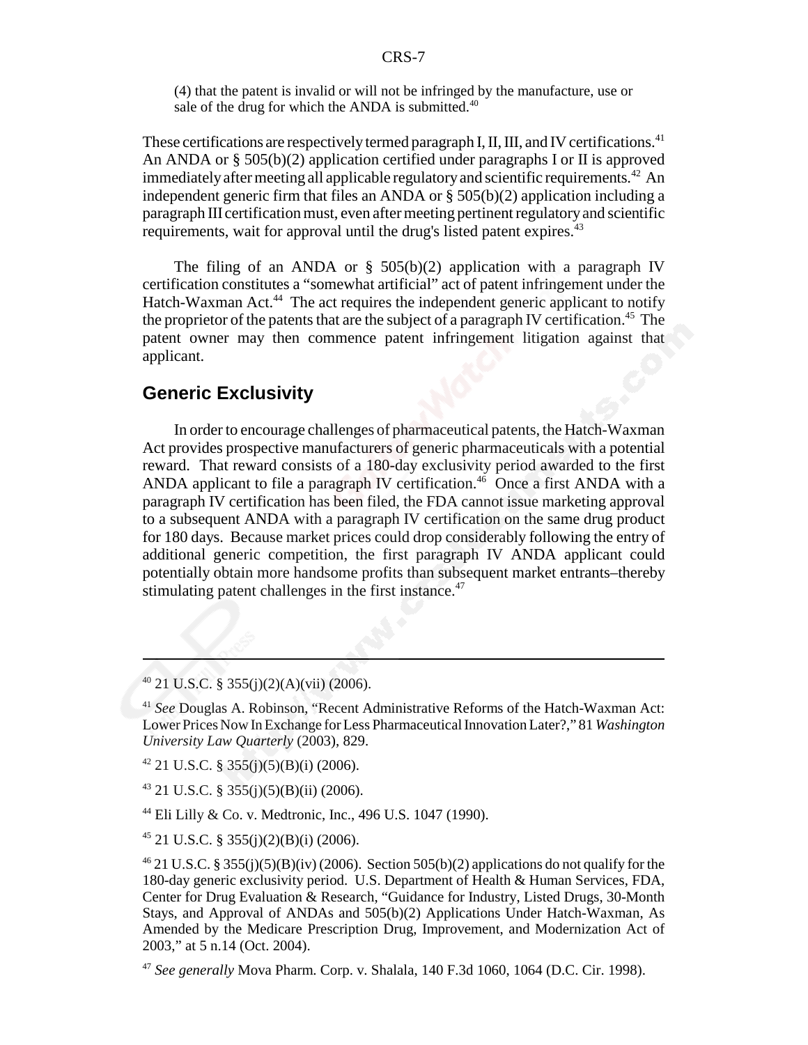(4) that the patent is invalid or will not be infringed by the manufacture, use or sale of the drug for which the ANDA is submitted.[40]

These certifications are respectively termed paragraph I, II, III, and IV certifications.[41] An ANDA or § 505(b)(2) application certified under paragraphs I or II is approved immediately after meeting all applicable regulatory and scientific requirements.[42] An independent generic firm that files an ANDA or § 505(b)(2) application including a paragraph III certification must, even after meeting pertinent regulatory and scientific requirements, wait for approval until the drug's listed patent expires.[43]

The filing of an ANDA or § 505(b)(2) application with a paragraph IV certification constitutes a "somewhat artificial" act of patent infringement under the Hatch-Waxman Act.[44] The act requires the independent generic applicant to notify the proprietor of the patents that are the subject of a paragraph IV certification.[45] The patent owner may then commence patent infringement litigation against that applicant.

## Generic Exclusivity

In order to encourage challenges of pharmaceutical patents, the Hatch-Waxman Act provides prospective manufacturers of generic pharmaceuticals with a potential reward. That reward consists of a 180-day exclusivity period awarded to the first ANDA applicant to file a paragraph IV certification.[46] Once a first ANDA with a paragraph IV certification has been filed, the FDA cannot issue marketing approval to a subsequent ANDA with a paragraph IV certification on the same drug product for 180 days. Because market prices could drop considerably following the entry of additional generic competition, the first paragraph IV ANDA applicant could potentially obtain more handsome profits than subsequent market entrants–thereby stimulating patent challenges in the first instance.[47]

---

[40] 21 U.S.C. § 355(j)(2)(A)(vii) (2006).

[41] *See* Douglas A. Robinson, "Recent Administrative Reforms of the Hatch-Waxman Act: Lower Prices Now In Exchange for Less Pharmaceutical Innovation Later?," 81 *Washington University Law Quarterly* (2003), 829.

[42] 21 U.S.C. § 355(j)(5)(B)(i) (2006).

[43] 21 U.S.C. § 355(j)(5)(B)(ii) (2006).

[44] Eli Lilly & Co. v. Medtronic, Inc., 496 U.S. 1047 (1990).

[45] 21 U.S.C. § 355(j)(2)(B)(i) (2006).

[46] 21 U.S.C. § 355(j)(5)(B)(iv) (2006). Section 505(b)(2) applications do not qualify for the 180-day generic exclusivity period. U.S. Department of Health & Human Services, FDA, Center for Drug Evaluation & Research, "Guidance for Industry, Listed Drugs, 30-Month Stays, and Approval of ANDAs and 505(b)(2) Applications Under Hatch-Waxman, As Amended by the Medicare Prescription Drug, Improvement, and Modernization Act of 2003," at 5 n.14 (Oct. 2004).

[47] *See generally* Mova Pharm. Corp. v. Shalala, 140 F.3d 1060, 1064 (D.C. Cir. 1998).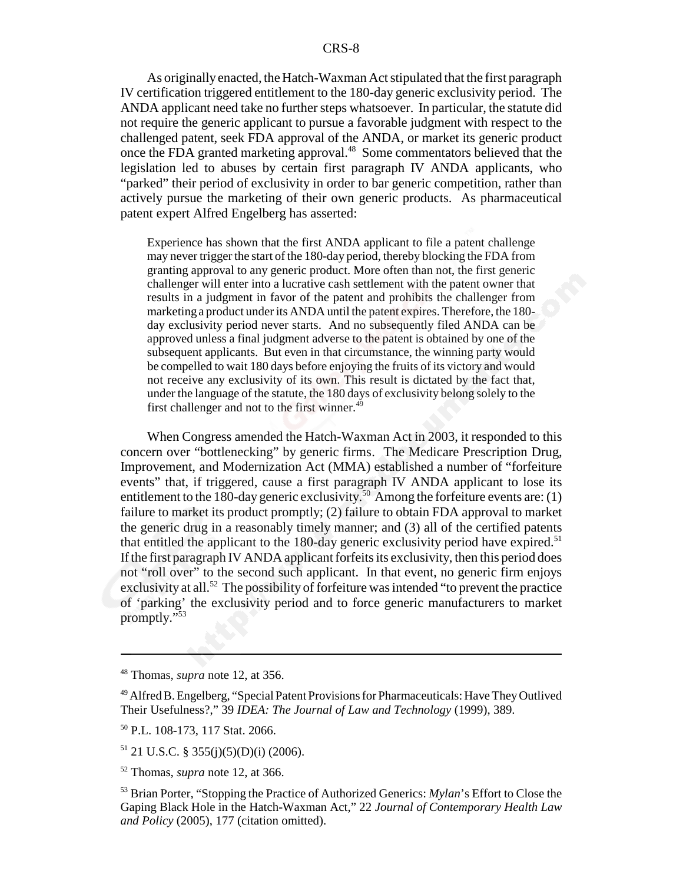As originally enacted, the Hatch-Waxman Act stipulated that the first paragraph IV certification triggered entitlement to the 180-day generic exclusivity period. The ANDA applicant need take no further steps whatsoever. In particular, the statute did not require the generic applicant to pursue a favorable judgment with respect to the challenged patent, seek FDA approval of the ANDA, or market its generic product once the FDA granted marketing approval.[48] Some commentators believed that the legislation led to abuses by certain first paragraph IV ANDA applicants, who "parked" their period of exclusivity in order to bar generic competition, rather than actively pursue the marketing of their own generic products. As pharmaceutical patent expert Alfred Engelberg has asserted:

> Experience has shown that the first ANDA applicant to file a patent challenge may never trigger the start of the 180-day period, thereby blocking the FDA from granting approval to any generic product. More often than not, the first generic challenger will enter into a lucrative cash settlement with the patent owner that results in a judgment in favor of the patent and prohibits the challenger from marketing a product under its ANDA until the patent expires. Therefore, the 180-day exclusivity period never starts. And no subsequently filed ANDA can be approved unless a final judgment adverse to the patent is obtained by one of the subsequent applicants. But even in that circumstance, the winning party would be compelled to wait 180 days before enjoying the fruits of its victory and would not receive any exclusivity of its own. This result is dictated by the fact that, under the language of the statute, the 180 days of exclusivity belong solely to the first challenger and not to the first winner.[49]

When Congress amended the Hatch-Waxman Act in 2003, it responded to this concern over "bottlenecking" by generic firms. The Medicare Prescription Drug, Improvement, and Modernization Act (MMA) established a number of "forfeiture events" that, if triggered, cause a first paragraph IV ANDA applicant to lose its entitlement to the 180-day generic exclusivity.[50] Among the forfeiture events are: (1) failure to market its product promptly; (2) failure to obtain FDA approval to market the generic drug in a reasonably timely manner; and (3) all of the certified patents that entitled the applicant to the 180-day generic exclusivity period have expired.[51] If the first paragraph IV ANDA applicant forfeits its exclusivity, then this period does not "roll over" to the second such applicant. In that event, no generic firm enjoys exclusivity at all.[52] The possibility of forfeiture was intended "to prevent the practice of 'parking' the exclusivity period and to force generic manufacturers to market promptly."[53]

---

[48] Thomas, *supra* note 12, at 356.

[49] Alfred B. Engelberg, "Special Patent Provisions for Pharmaceuticals: Have They Outlived Their Usefulness?," 39 *IDEA: The Journal of Law and Technology* (1999), 389.

[50] P.L. 108-173, 117 Stat. 2066.

[51] 21 U.S.C. § 355(j)(5)(D)(i) (2006).

[52] Thomas, *supra* note 12, at 366.

[53] Brian Porter, "Stopping the Practice of Authorized Generics: *Mylan*'s Effort to Close the Gaping Black Hole in the Hatch-Waxman Act," 22 *Journal of Contemporary Health Law and Policy* (2005), 177 (citation omitted).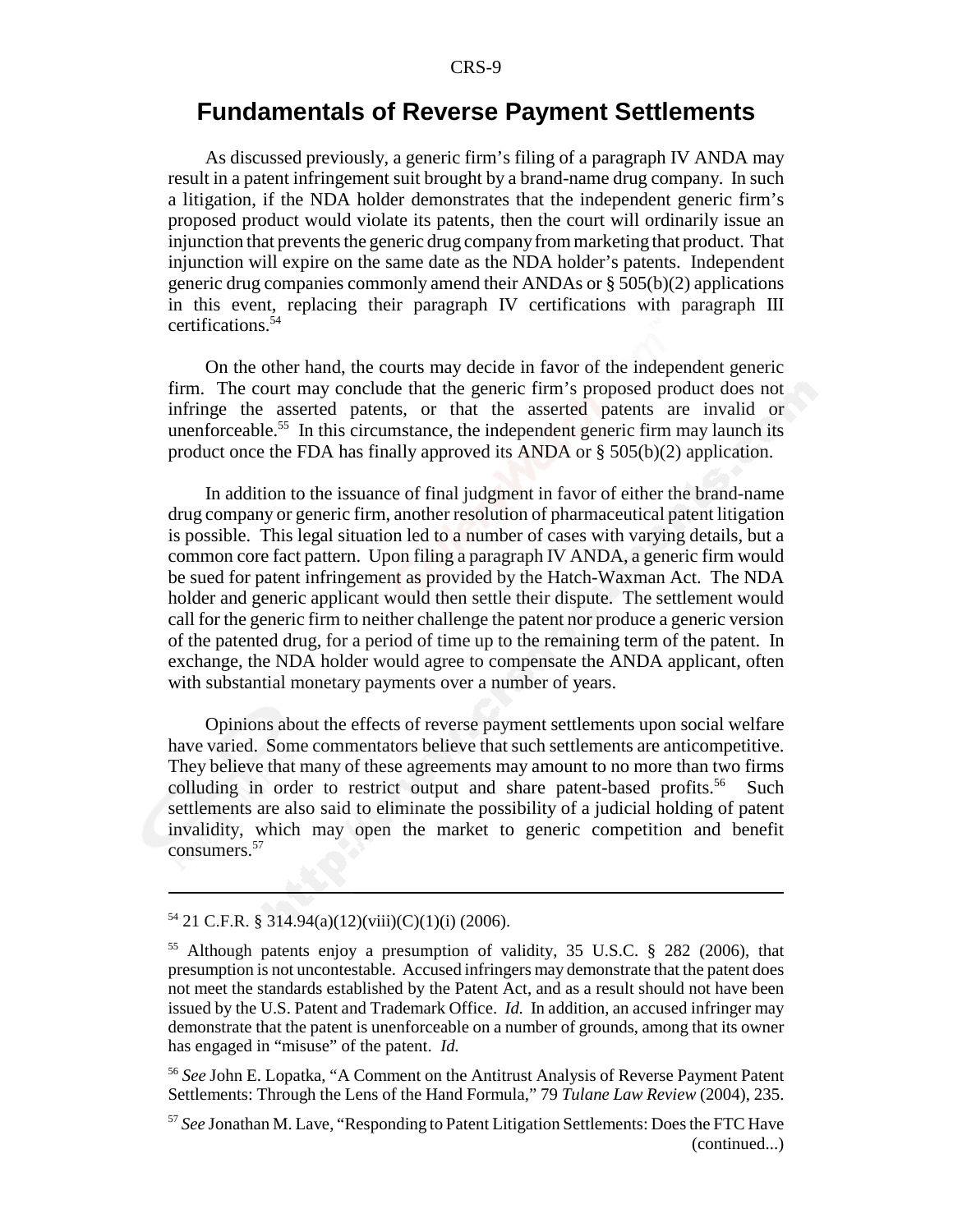## Fundamentals of Reverse Payment Settlements

As discussed previously, a generic firm's filing of a paragraph IV ANDA may result in a patent infringement suit brought by a brand-name drug company. In such a litigation, if the NDA holder demonstrates that the independent generic firm's proposed product would violate its patents, then the court will ordinarily issue an injunction that prevents the generic drug company from marketing that product. That injunction will expire on the same date as the NDA holder's patents. Independent generic drug companies commonly amend their ANDAs or § 505(b)(2) applications in this event, replacing their paragraph IV certifications with paragraph III certifications.[54]

On the other hand, the courts may decide in favor of the independent generic firm. The court may conclude that the generic firm's proposed product does not infringe the asserted patents, or that the asserted patents are invalid or unenforceable.[55] In this circumstance, the independent generic firm may launch its product once the FDA has finally approved its ANDA or § 505(b)(2) application.

In addition to the issuance of final judgment in favor of either the brand-name drug company or generic firm, another resolution of pharmaceutical patent litigation is possible. This legal situation led to a number of cases with varying details, but a common core fact pattern. Upon filing a paragraph IV ANDA, a generic firm would be sued for patent infringement as provided by the Hatch-Waxman Act. The NDA holder and generic applicant would then settle their dispute. The settlement would call for the generic firm to neither challenge the patent nor produce a generic version of the patented drug, for a period of time up to the remaining term of the patent. In exchange, the NDA holder would agree to compensate the ANDA applicant, often with substantial monetary payments over a number of years.

Opinions about the effects of reverse payment settlements upon social welfare have varied. Some commentators believe that such settlements are anticompetitive. They believe that many of these agreements may amount to no more than two firms colluding in order to restrict output and share patent-based profits.[56] Such settlements are also said to eliminate the possibility of a judicial holding of patent invalidity, which may open the market to generic competition and benefit consumers.[57]

---

[54] 21 C.F.R. § 314.94(a)(12)(viii)(C)(1)(i) (2006).

[55] Although patents enjoy a presumption of validity, 35 U.S.C. § 282 (2006), that presumption is not uncontestable. Accused infringers may demonstrate that the patent does not meet the standards established by the Patent Act, and as a result should not have been issued by the U.S. Patent and Trademark Office. *Id.* In addition, an accused infringer may demonstrate that the patent is unenforceable on a number of grounds, among that its owner has engaged in "misuse" of the patent. *Id.*

[56] *See* John E. Lopatka, "A Comment on the Antitrust Analysis of Reverse Payment Patent Settlements: Through the Lens of the Hand Formula," 79 *Tulane Law Review* (2004), 235.

[57] *See* Jonathan M. Lave, "Responding to Patent Litigation Settlements: Does the FTC Have (continued...)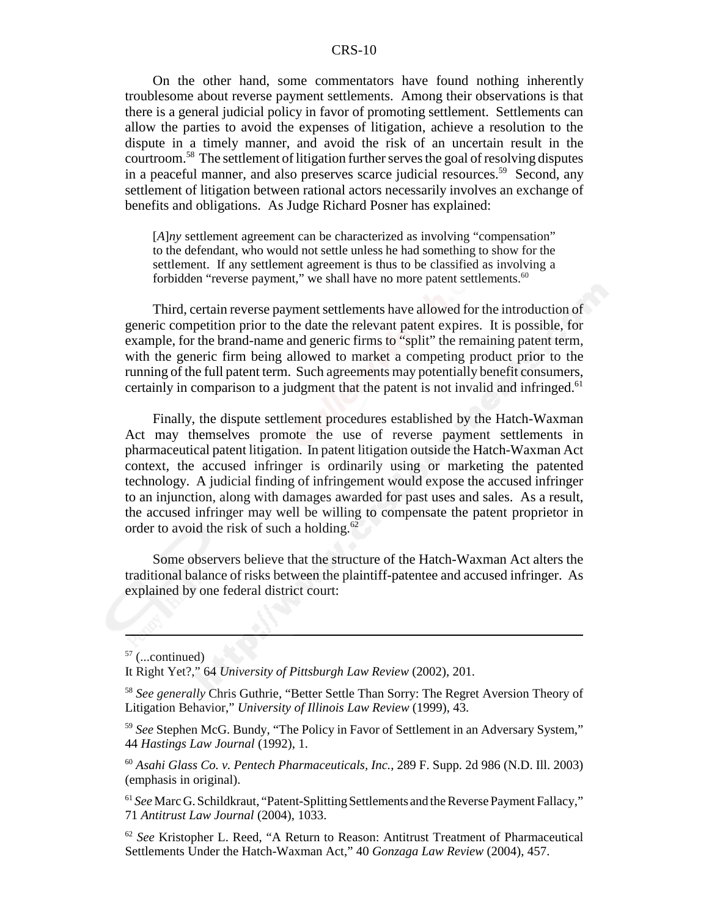On the other hand, some commentators have found nothing inherently troublesome about reverse payment settlements. Among their observations is that there is a general judicial policy in favor of promoting settlement. Settlements can allow the parties to avoid the expenses of litigation, achieve a resolution to the dispute in a timely manner, and avoid the risk of an uncertain result in the courtroom.[58] The settlement of litigation further serves the goal of resolving disputes in a peaceful manner, and also preserves scarce judicial resources.[59] Second, any settlement of litigation between rational actors necessarily involves an exchange of benefits and obligations. As Judge Richard Posner has explained:

> [*A*]*ny* settlement agreement can be characterized as involving "compensation" to the defendant, who would not settle unless he had something to show for the settlement. If any settlement agreement is thus to be classified as involving a forbidden "reverse payment," we shall have no more patent settlements.[60]

Third, certain reverse payment settlements have allowed for the introduction of generic competition prior to the date the relevant patent expires. It is possible, for example, for the brand-name and generic firms to "split" the remaining patent term, with the generic firm being allowed to market a competing product prior to the running of the full patent term. Such agreements may potentially benefit consumers, certainly in comparison to a judgment that the patent is not invalid and infringed.[61]

Finally, the dispute settlement procedures established by the Hatch-Waxman Act may themselves promote the use of reverse payment settlements in pharmaceutical patent litigation. In patent litigation outside the Hatch-Waxman Act context, the accused infringer is ordinarily using or marketing the patented technology. A judicial finding of infringement would expose the accused infringer to an injunction, along with damages awarded for past uses and sales. As a result, the accused infringer may well be willing to compensate the patent proprietor in order to avoid the risk of such a holding.[62]

Some observers believe that the structure of the Hatch-Waxman Act alters the traditional balance of risks between the plaintiff-patentee and accused infringer. As explained by one federal district court:

---

[57] (...continued)
It Right Yet?," 64 *University of Pittsburgh Law Review* (2002), 201.

[58] *See generally* Chris Guthrie, "Better Settle Than Sorry: The Regret Aversion Theory of Litigation Behavior," *University of Illinois Law Review* (1999), 43.

[59] *See* Stephen McG. Bundy, "The Policy in Favor of Settlement in an Adversary System," 44 *Hastings Law Journal* (1992), 1.

[60] *Asahi Glass Co. v. Pentech Pharmaceuticals, Inc.*, 289 F. Supp. 2d 986 (N.D. Ill. 2003) (emphasis in original).

[61] *See* Marc G. Schildkraut, "Patent-Splitting Settlements and the Reverse Payment Fallacy," 71 *Antitrust Law Journal* (2004), 1033.

[62] *See* Kristopher L. Reed, "A Return to Reason: Antitrust Treatment of Pharmaceutical Settlements Under the Hatch-Waxman Act," 40 *Gonzaga Law Review* (2004), 457.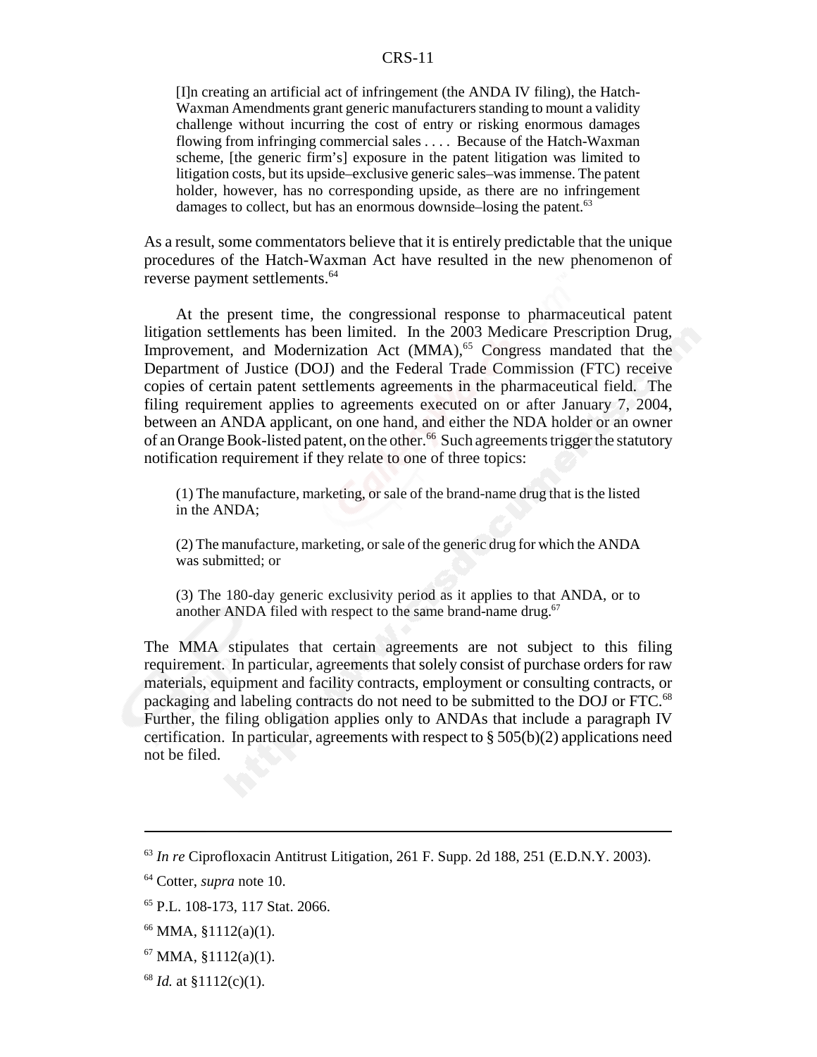> [I]n creating an artificial act of infringement (the ANDA IV filing), the Hatch-Waxman Amendments grant generic manufacturers standing to mount a validity challenge without incurring the cost of entry or risking enormous damages flowing from infringing commercial sales . . . . Because of the Hatch-Waxman scheme, [the generic firm's] exposure in the patent litigation was limited to litigation costs, but its upside–exclusive generic sales–was immense. The patent holder, however, has no corresponding upside, as there are no infringement damages to collect, but has an enormous downside–losing the patent.[63]

As a result, some commentators believe that it is entirely predictable that the unique procedures of the Hatch-Waxman Act have resulted in the new phenomenon of reverse payment settlements.[64]

At the present time, the congressional response to pharmaceutical patent litigation settlements has been limited. In the 2003 Medicare Prescription Drug, Improvement, and Modernization Act (MMA),[65] Congress mandated that the Department of Justice (DOJ) and the Federal Trade Commission (FTC) receive copies of certain patent settlements agreements in the pharmaceutical field. The filing requirement applies to agreements executed on or after January 7, 2004, between an ANDA applicant, on one hand, and either the NDA holder or an owner of an Orange Book-listed patent, on the other.[66] Such agreements trigger the statutory notification requirement if they relate to one of three topics:

> (1) The manufacture, marketing, or sale of the brand-name drug that is the listed in the ANDA;
>
> (2) The manufacture, marketing, or sale of the generic drug for which the ANDA was submitted; or
>
> (3) The 180-day generic exclusivity period as it applies to that ANDA, or to another ANDA filed with respect to the same brand-name drug.[67]

The MMA stipulates that certain agreements are not subject to this filing requirement. In particular, agreements that solely consist of purchase orders for raw materials, equipment and facility contracts, employment or consulting contracts, or packaging and labeling contracts do not need to be submitted to the DOJ or FTC.[68] Further, the filing obligation applies only to ANDAs that include a paragraph IV certification. In particular, agreements with respect to § 505(b)(2) applications need not be filed.

---

[63] *In re* Ciprofloxacin Antitrust Litigation, 261 F. Supp. 2d 188, 251 (E.D.N.Y. 2003).

[64] Cotter, *supra* note 10.

[65] P.L. 108-173, 117 Stat. 2066.

[66] MMA, §1112(a)(1).

[67] MMA, §1112(a)(1).

[68] *Id.* at §1112(c)(1).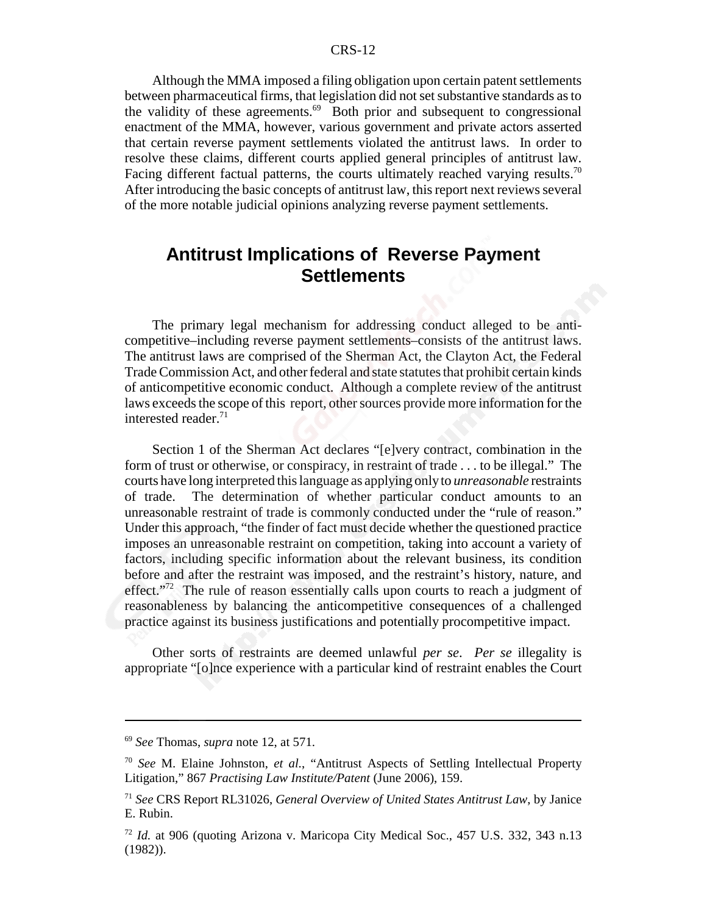Although the MMA imposed a filing obligation upon certain patent settlements between pharmaceutical firms, that legislation did not set substantive standards as to the validity of these agreements.[69] Both prior and subsequent to congressional enactment of the MMA, however, various government and private actors asserted that certain reverse payment settlements violated the antitrust laws. In order to resolve these claims, different courts applied general principles of antitrust law. Facing different factual patterns, the courts ultimately reached varying results.[70] After introducing the basic concepts of antitrust law, this report next reviews several of the more notable judicial opinions analyzing reverse payment settlements.

## Antitrust Implications of Reverse Payment Settlements

The primary legal mechanism for addressing conduct alleged to be anti-competitive–including reverse payment settlements–consists of the antitrust laws. The antitrust laws are comprised of the Sherman Act, the Clayton Act, the Federal Trade Commission Act, and other federal and state statutes that prohibit certain kinds of anticompetitive economic conduct. Although a complete review of the antitrust laws exceeds the scope of this report, other sources provide more information for the interested reader.[71]

Section 1 of the Sherman Act declares "[e]very contract, combination in the form of trust or otherwise, or conspiracy, in restraint of trade . . . to be illegal." The courts have long interpreted this language as applying only to *unreasonable* restraints of trade. The determination of whether particular conduct amounts to an unreasonable restraint of trade is commonly conducted under the "rule of reason." Under this approach, "the finder of fact must decide whether the questioned practice imposes an unreasonable restraint on competition, taking into account a variety of factors, including specific information about the relevant business, its condition before and after the restraint was imposed, and the restraint's history, nature, and effect."[72] The rule of reason essentially calls upon courts to reach a judgment of reasonableness by balancing the anticompetitive consequences of a challenged practice against its business justifications and potentially procompetitive impact.

Other sorts of restraints are deemed unlawful *per se*. *Per se* illegality is appropriate "[o]nce experience with a particular kind of restraint enables the Court

---

[69] *See* Thomas, *supra* note 12, at 571.

[70] *See* M. Elaine Johnston, *et al.*, "Antitrust Aspects of Settling Intellectual Property Litigation," 867 *Practising Law Institute/Patent* (June 2006), 159.

[71] *See* CRS Report RL31026, *General Overview of United States Antitrust Law*, by Janice E. Rubin.

[72] *Id.* at 906 (quoting Arizona v. Maricopa City Medical Soc., 457 U.S. 332, 343 n.13 (1982)).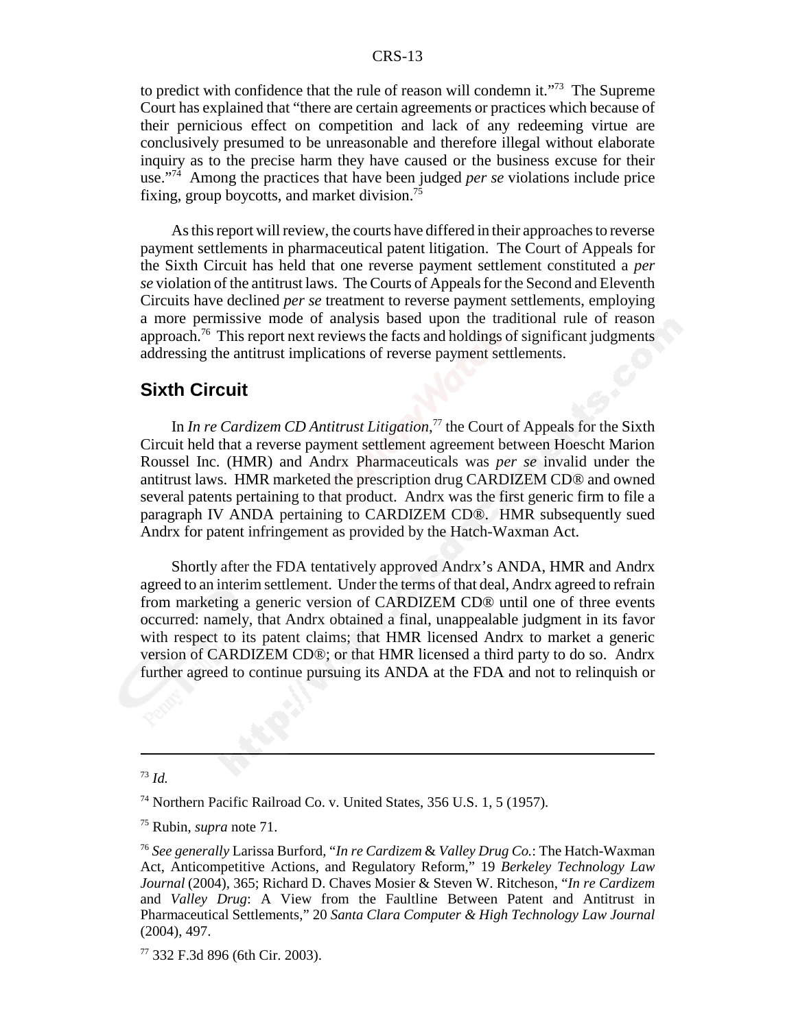to predict with confidence that the rule of reason will condemn it."[73] The Supreme Court has explained that "there are certain agreements or practices which because of their pernicious effect on competition and lack of any redeeming virtue are conclusively presumed to be unreasonable and therefore illegal without elaborate inquiry as to the precise harm they have caused or the business excuse for their use."[74] Among the practices that have been judged *per se* violations include price fixing, group boycotts, and market division.[75]

As this report will review, the courts have differed in their approaches to reverse payment settlements in pharmaceutical patent litigation. The Court of Appeals for the Sixth Circuit has held that one reverse payment settlement constituted a *per se* violation of the antitrust laws. The Courts of Appeals for the Second and Eleventh Circuits have declined *per se* treatment to reverse payment settlements, employing a more permissive mode of analysis based upon the traditional rule of reason approach.[76] This report next reviews the facts and holdings of significant judgments addressing the antitrust implications of reverse payment settlements.

## Sixth Circuit

In *In re Cardizem CD Antitrust Litigation*,[77] the Court of Appeals for the Sixth Circuit held that a reverse payment settlement agreement between Hoescht Marion Roussel Inc. (HMR) and Andrx Pharmaceuticals was *per se* invalid under the antitrust laws. HMR marketed the prescription drug CARDIZEM CD® and owned several patents pertaining to that product. Andrx was the first generic firm to file a paragraph IV ANDA pertaining to CARDIZEM CD®. HMR subsequently sued Andrx for patent infringement as provided by the Hatch-Waxman Act.

Shortly after the FDA tentatively approved Andrx's ANDA, HMR and Andrx agreed to an interim settlement. Under the terms of that deal, Andrx agreed to refrain from marketing a generic version of CARDIZEM CD® until one of three events occurred: namely, that Andrx obtained a final, unappealable judgment in its favor with respect to its patent claims; that HMR licensed Andrx to market a generic version of CARDIZEM CD®; or that HMR licensed a third party to do so. Andrx further agreed to continue pursuing its ANDA at the FDA and not to relinquish or

---

[73] *Id.*

[74] Northern Pacific Railroad Co. v. United States, 356 U.S. 1, 5 (1957).

[75] Rubin, *supra* note 71.

[76] *See generally* Larissa Burford, "*In re Cardizem* & *Valley Drug Co.*: The Hatch-Waxman Act, Anticompetitive Actions, and Regulatory Reform," 19 *Berkeley Technology Law Journal* (2004), 365; Richard D. Chaves Mosier & Steven W. Ritcheson, "*In re Cardizem* and *Valley Drug*: A View from the Faultline Between Patent and Antitrust in Pharmaceutical Settlements," 20 *Santa Clara Computer & High Technology Law Journal* (2004), 497.

[77] 332 F.3d 896 (6th Cir. 2003).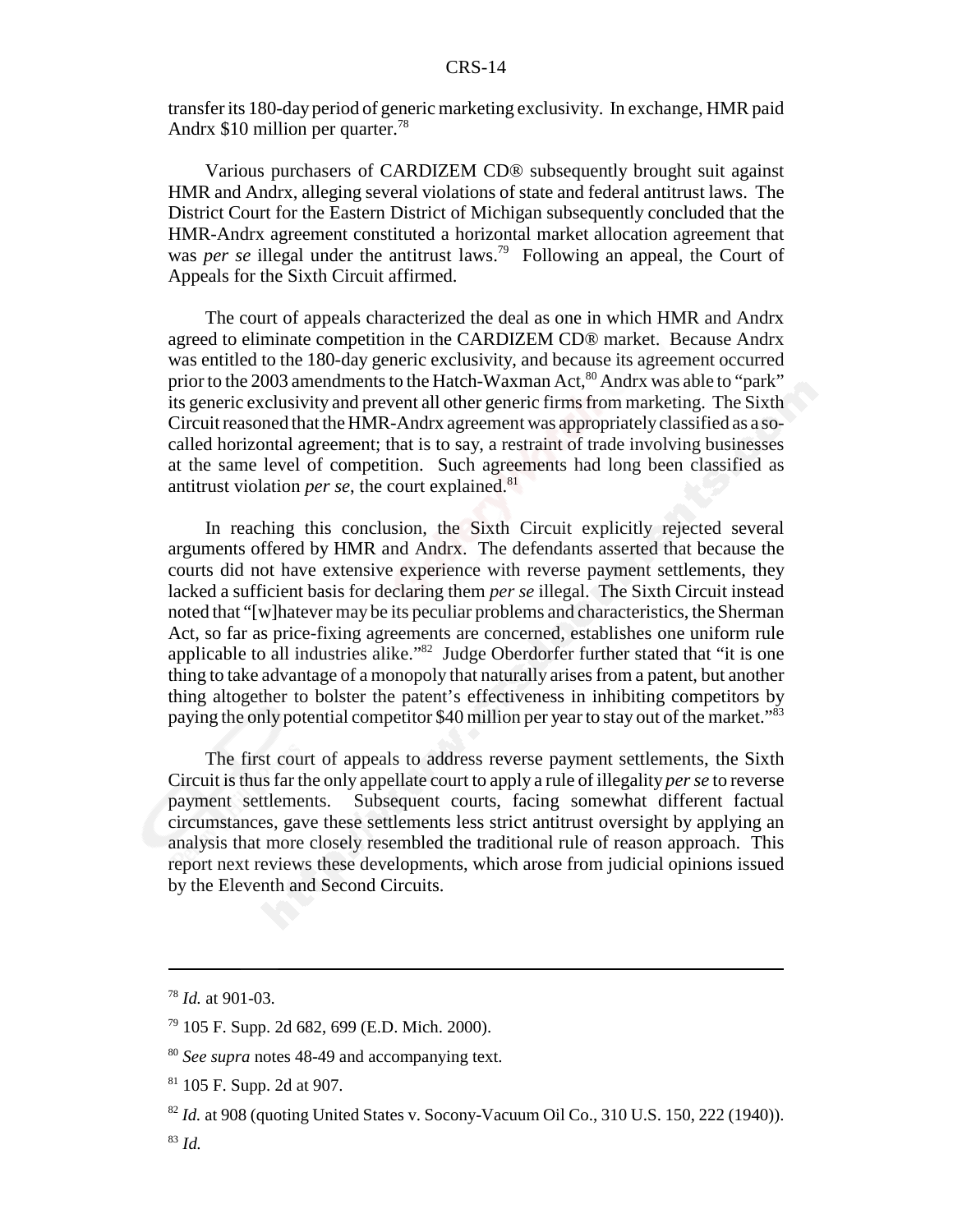transfer its 180-day period of generic marketing exclusivity. In exchange, HMR paid Andrx $10 million per quarter.[78]

Various purchasers of CARDIZEM CD® subsequently brought suit against HMR and Andrx, alleging several violations of state and federal antitrust laws. The District Court for the Eastern District of Michigan subsequently concluded that the HMR-Andrx agreement constituted a horizontal market allocation agreement that was *per se* illegal under the antitrust laws.[79] Following an appeal, the Court of Appeals for the Sixth Circuit affirmed.

The court of appeals characterized the deal as one in which HMR and Andrx agreed to eliminate competition in the CARDIZEM CD® market. Because Andrx was entitled to the 180-day generic exclusivity, and because its agreement occurred prior to the 2003 amendments to the Hatch-Waxman Act,[80] Andrx was able to "park" its generic exclusivity and prevent all other generic firms from marketing. The Sixth Circuit reasoned that the HMR-Andrx agreement was appropriately classified as a so-called horizontal agreement; that is to say, a restraint of trade involving businesses at the same level of competition. Such agreements had long been classified as antitrust violation *per se*, the court explained.[81]

In reaching this conclusion, the Sixth Circuit explicitly rejected several arguments offered by HMR and Andrx. The defendants asserted that because the courts did not have extensive experience with reverse payment settlements, they lacked a sufficient basis for declaring them *per se* illegal. The Sixth Circuit instead noted that "[w]hatever may be its peculiar problems and characteristics, the Sherman Act, so far as price-fixing agreements are concerned, establishes one uniform rule applicable to all industries alike."[82] Judge Oberdorfer further stated that "it is one thing to take advantage of a monopoly that naturally arises from a patent, but another thing altogether to bolster the patent's effectiveness in inhibiting competitors by paying the only potential competitor $40 million per year to stay out of the market."[83]

The first court of appeals to address reverse payment settlements, the Sixth Circuit is thus far the only appellate court to apply a rule of illegality *per se* to reverse payment settlements. Subsequent courts, facing somewhat different factual circumstances, gave these settlements less strict antitrust oversight by applying an analysis that more closely resembled the traditional rule of reason approach. This report next reviews these developments, which arose from judicial opinions issued by the Eleventh and Second Circuits.

---

[78] *Id.* at 901-03.

[79] 105 F. Supp. 2d 682, 699 (E.D. Mich. 2000).

[80] *See supra* notes 48-49 and accompanying text.

[81] 105 F. Supp. 2d at 907.

[82] *Id.* at 908 (quoting United States v. Socony-Vacuum Oil Co., 310 U.S. 150, 222 (1940)).

[83] *Id.*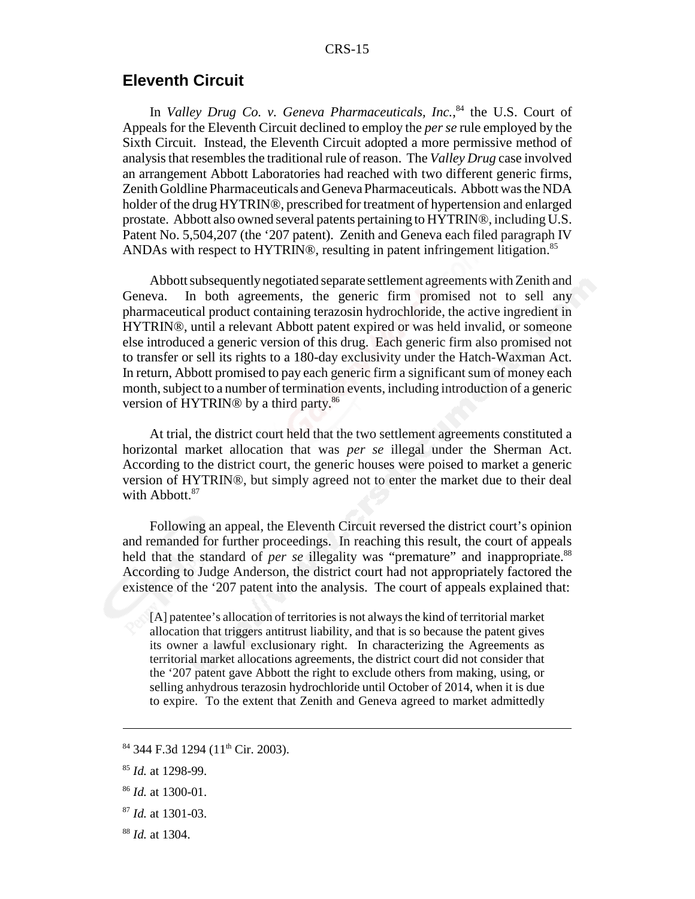## Eleventh Circuit

In *Valley Drug Co. v. Geneva Pharmaceuticals, Inc.*,[84] the U.S. Court of Appeals for the Eleventh Circuit declined to employ the *per se* rule employed by the Sixth Circuit. Instead, the Eleventh Circuit adopted a more permissive method of analysis that resembles the traditional rule of reason. The *Valley Drug* case involved an arrangement Abbott Laboratories had reached with two different generic firms, Zenith Goldline Pharmaceuticals and Geneva Pharmaceuticals. Abbott was the NDA holder of the drug HYTRIN®, prescribed for treatment of hypertension and enlarged prostate. Abbott also owned several patents pertaining to HYTRIN®, including U.S. Patent No. 5,504,207 (the '207 patent). Zenith and Geneva each filed paragraph IV ANDAs with respect to HYTRIN®, resulting in patent infringement litigation.[85]

Abbott subsequently negotiated separate settlement agreements with Zenith and Geneva. In both agreements, the generic firm promised not to sell any pharmaceutical product containing terazosin hydrochloride, the active ingredient in HYTRIN®, until a relevant Abbott patent expired or was held invalid, or someone else introduced a generic version of this drug. Each generic firm also promised not to transfer or sell its rights to a 180-day exclusivity under the Hatch-Waxman Act. In return, Abbott promised to pay each generic firm a significant sum of money each month, subject to a number of termination events, including introduction of a generic version of HYTRIN® by a third party.[86]

At trial, the district court held that the two settlement agreements constituted a horizontal market allocation that was *per se* illegal under the Sherman Act. According to the district court, the generic houses were poised to market a generic version of HYTRIN®, but simply agreed not to enter the market due to their deal with Abbott.[87]

Following an appeal, the Eleventh Circuit reversed the district court's opinion and remanded for further proceedings. In reaching this result, the court of appeals held that the standard of *per se* illegality was "premature" and inappropriate.[88] According to Judge Anderson, the district court had not appropriately factored the existence of the '207 patent into the analysis. The court of appeals explained that:

> [A] patentee's allocation of territories is not always the kind of territorial market allocation that triggers antitrust liability, and that is so because the patent gives its owner a lawful exclusionary right. In characterizing the Agreements as territorial market allocations agreements, the district court did not consider that the '207 patent gave Abbott the right to exclude others from making, using, or selling anhydrous terazosin hydrochloride until October of 2014, when it is due to expire. To the extent that Zenith and Geneva agreed to market admittedly

---

[84] 344 F.3d 1294 (11th Cir. 2003).

[85] *Id.* at 1298-99.

[86] *Id.* at 1300-01.

[87] *Id.* at 1301-03.

[88] *Id.* at 1304.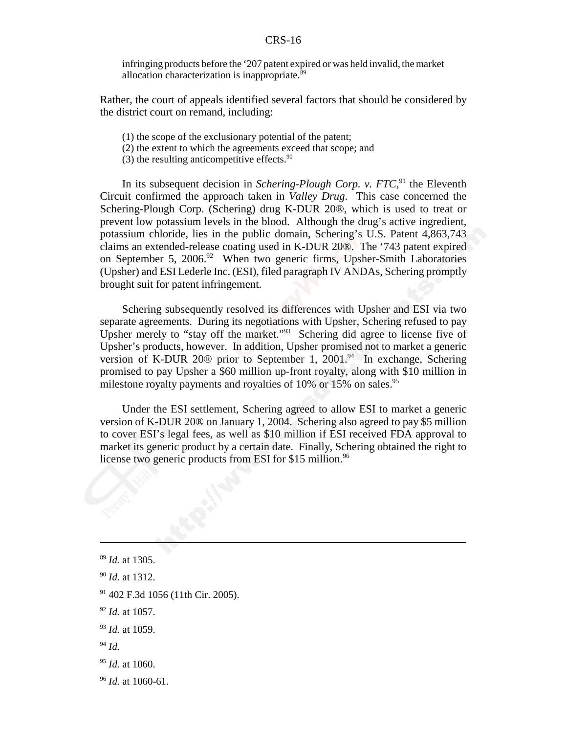infringing products before the '207 patent expired or was held invalid, the market allocation characterization is inappropriate.[89]

Rather, the court of appeals identified several factors that should be considered by the district court on remand, including:

> (1) the scope of the exclusionary potential of the patent;
> (2) the extent to which the agreements exceed that scope; and
> (3) the resulting anticompetitive effects.[90]

In its subsequent decision in *Schering-Plough Corp. v. FTC*,[91] the Eleventh Circuit confirmed the approach taken in *Valley Drug*. This case concerned the Schering-Plough Corp. (Schering) drug K-DUR 20®, which is used to treat or prevent low potassium levels in the blood. Although the drug's active ingredient, potassium chloride, lies in the public domain, Schering's U.S. Patent 4,863,743 claims an extended-release coating used in K-DUR 20®. The '743 patent expired on September 5, 2006.[92] When two generic firms, Upsher-Smith Laboratories (Upsher) and ESI Lederle Inc. (ESI), filed paragraph IV ANDAs, Schering promptly brought suit for patent infringement.

Schering subsequently resolved its differences with Upsher and ESI via two separate agreements. During its negotiations with Upsher, Schering refused to pay Upsher merely to "stay off the market."[93] Schering did agree to license five of Upsher's products, however. In addition, Upsher promised not to market a generic version of K-DUR 20® prior to September 1, 2001.[94] In exchange, Schering promised to pay Upsher a $60 million up-front royalty, along with $10 million in milestone royalty payments and royalties of 10% or 15% on sales.[95]

Under the ESI settlement, Schering agreed to allow ESI to market a generic version of K-DUR 20® on January 1, 2004. Schering also agreed to pay $5 million to cover ESI's legal fees, as well as $10 million if ESI received FDA approval to market its generic product by a certain date. Finally, Schering obtained the right to license two generic products from ESI for $15 million.[96]

---

[89] *Id.* at 1305.

[90] *Id.* at 1312.

[91] 402 F.3d 1056 (11th Cir. 2005).

[92] *Id.* at 1057.

[93] *Id.* at 1059.

[94] *Id.*

[95] *Id.* at 1060.

[96] *Id.* at 1060-61.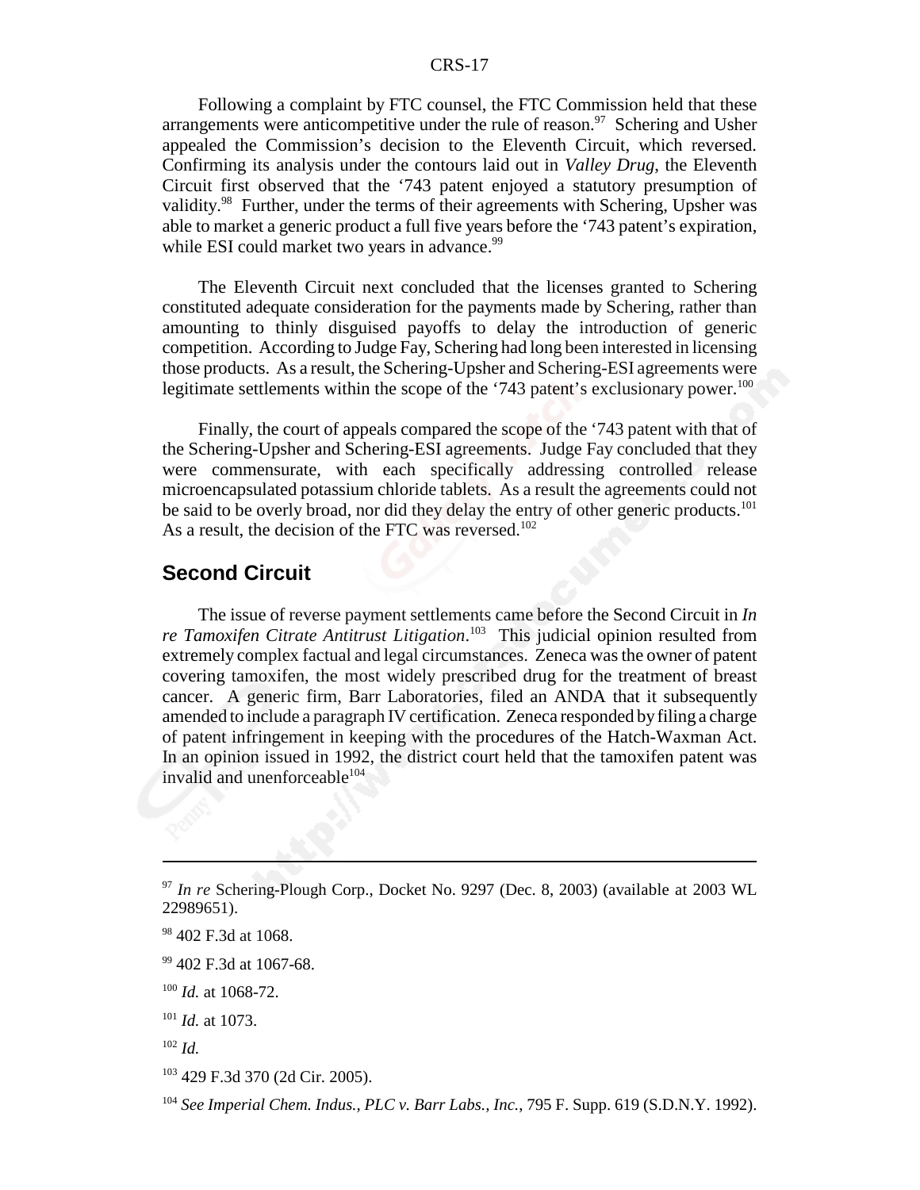Following a complaint by FTC counsel, the FTC Commission held that these arrangements were anticompetitive under the rule of reason.[97] Schering and Usher appealed the Commission's decision to the Eleventh Circuit, which reversed. Confirming its analysis under the contours laid out in *Valley Drug*, the Eleventh Circuit first observed that the '743 patent enjoyed a statutory presumption of validity.[98] Further, under the terms of their agreements with Schering, Upsher was able to market a generic product a full five years before the '743 patent's expiration, while ESI could market two years in advance.[99]

The Eleventh Circuit next concluded that the licenses granted to Schering constituted adequate consideration for the payments made by Schering, rather than amounting to thinly disguised payoffs to delay the introduction of generic competition. According to Judge Fay, Schering had long been interested in licensing those products. As a result, the Schering-Upsher and Schering-ESI agreements were legitimate settlements within the scope of the '743 patent's exclusionary power.[100]

Finally, the court of appeals compared the scope of the '743 patent with that of the Schering-Upsher and Schering-ESI agreements. Judge Fay concluded that they were commensurate, with each specifically addressing controlled release microencapsulated potassium chloride tablets. As a result the agreements could not be said to be overly broad, nor did they delay the entry of other generic products.[101] As a result, the decision of the FTC was reversed.[102]

## Second Circuit

The issue of reverse payment settlements came before the Second Circuit in *In re Tamoxifen Citrate Antitrust Litigation*.[103] This judicial opinion resulted from extremely complex factual and legal circumstances. Zeneca was the owner of patent covering tamoxifen, the most widely prescribed drug for the treatment of breast cancer. A generic firm, Barr Laboratories, filed an ANDA that it subsequently amended to include a paragraph IV certification. Zeneca responded by filing a charge of patent infringement in keeping with the procedures of the Hatch-Waxman Act. In an opinion issued in 1992, the district court held that the tamoxifen patent was invalid and unenforceable[104]

---

[97] *In re* Schering-Plough Corp., Docket No. 9297 (Dec. 8, 2003) (available at 2003 WL 22989651).

[98] 402 F.3d at 1068.

[99] 402 F.3d at 1067-68.

[100] *Id.* at 1068-72.

[101] *Id.* at 1073.

[102] *Id.*

[103] 429 F.3d 370 (2d Cir. 2005).

[104] *See Imperial Chem. Indus., PLC v. Barr Labs., Inc.*, 795 F. Supp. 619 (S.D.N.Y. 1992).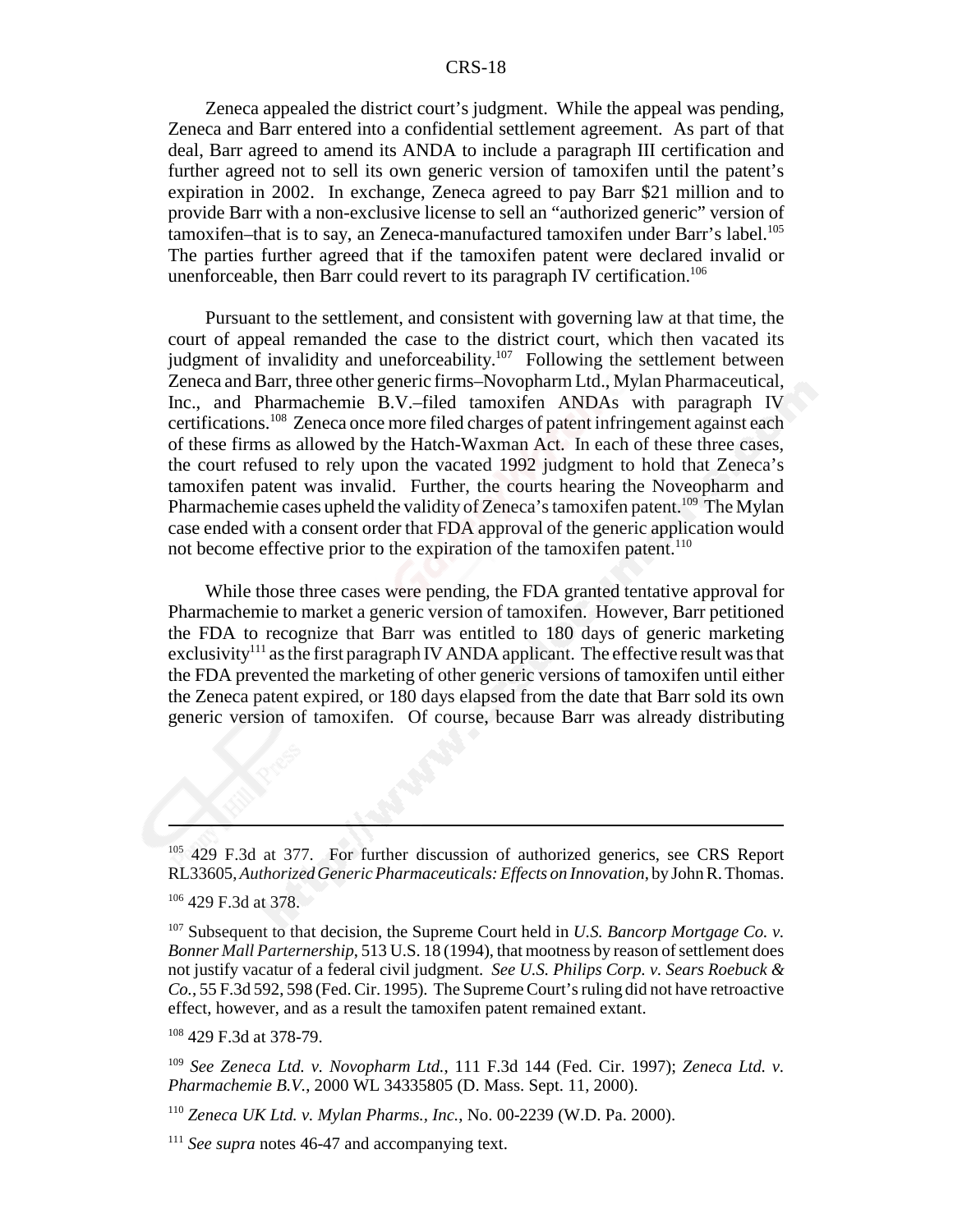Zeneca appealed the district court's judgment. While the appeal was pending, Zeneca and Barr entered into a confidential settlement agreement. As part of that deal, Barr agreed to amend its ANDA to include a paragraph III certification and further agreed not to sell its own generic version of tamoxifen until the patent's expiration in 2002. In exchange, Zeneca agreed to pay Barr $21 million and to provide Barr with a non-exclusive license to sell an "authorized generic" version of tamoxifen–that is to say, an Zeneca-manufactured tamoxifen under Barr's label.[105] The parties further agreed that if the tamoxifen patent were declared invalid or unenforceable, then Barr could revert to its paragraph IV certification.[106]

Pursuant to the settlement, and consistent with governing law at that time, the court of appeal remanded the case to the district court, which then vacated its judgment of invalidity and uneforceability.[107] Following the settlement between Zeneca and Barr, three other generic firms–Novopharm Ltd., Mylan Pharmaceutical, Inc., and Pharmachemie B.V.–filed tamoxifen ANDAs with paragraph IV certifications.[108] Zeneca once more filed charges of patent infringement against each of these firms as allowed by the Hatch-Waxman Act. In each of these three cases, the court refused to rely upon the vacated 1992 judgment to hold that Zeneca's tamoxifen patent was invalid. Further, the courts hearing the Noveopharm and Pharmachemie cases upheld the validity of Zeneca's tamoxifen patent.[109] The Mylan case ended with a consent order that FDA approval of the generic application would not become effective prior to the expiration of the tamoxifen patent.[110]

While those three cases were pending, the FDA granted tentative approval for Pharmachemie to market a generic version of tamoxifen. However, Barr petitioned the FDA to recognize that Barr was entitled to 180 days of generic marketing exclusivity[111] as the first paragraph IV ANDA applicant. The effective result was that the FDA prevented the marketing of other generic versions of tamoxifen until either the Zeneca patent expired, or 180 days elapsed from the date that Barr sold its own generic version of tamoxifen. Of course, because Barr was already distributing

---

[105] 429 F.3d at 377. For further discussion of authorized generics, see CRS Report RL33605, *Authorized Generic Pharmaceuticals: Effects on Innovation*, by John R. Thomas.

[106] 429 F.3d at 378.

[107] Subsequent to that decision, the Supreme Court held in *U.S. Bancorp Mortgage Co. v. Bonner Mall Parternership*, 513 U.S. 18 (1994), that mootness by reason of settlement does not justify vacatur of a federal civil judgment. *See U.S. Philips Corp. v. Sears Roebuck & Co.*, 55 F.3d 592, 598 (Fed. Cir. 1995). The Supreme Court's ruling did not have retroactive effect, however, and as a result the tamoxifen patent remained extant.

[108] 429 F.3d at 378-79.

[109] *See Zeneca Ltd. v. Novopharm Ltd.*, 111 F.3d 144 (Fed. Cir. 1997); *Zeneca Ltd. v. Pharmachemie B.V.*, 2000 WL 34335805 (D. Mass. Sept. 11, 2000).

[110] *Zeneca UK Ltd. v. Mylan Pharms., Inc.*, No. 00-2239 (W.D. Pa. 2000).

[111] *See supra* notes 46-47 and accompanying text.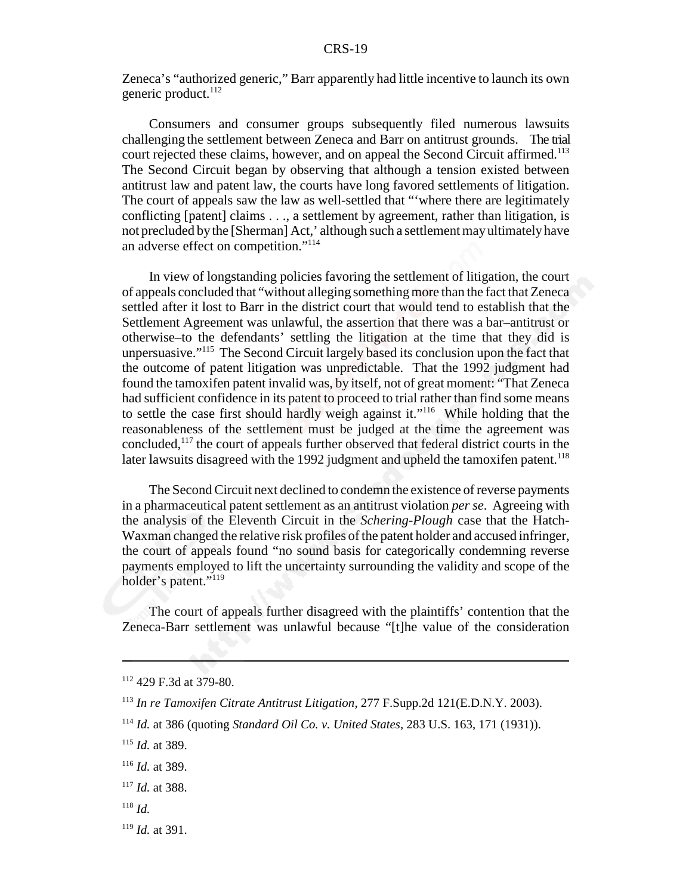Zeneca's "authorized generic," Barr apparently had little incentive to launch its own generic product.[112]

Consumers and consumer groups subsequently filed numerous lawsuits challenging the settlement between Zeneca and Barr on antitrust grounds. The trial court rejected these claims, however, and on appeal the Second Circuit affirmed.[113] The Second Circuit began by observing that although a tension existed between antitrust law and patent law, the courts have long favored settlements of litigation. The court of appeals saw the law as well-settled that "'where there are legitimately conflicting [patent] claims . . ., a settlement by agreement, rather than litigation, is not precluded by the [Sherman] Act,' although such a settlement may ultimately have an adverse effect on competition."[114]

In view of longstanding policies favoring the settlement of litigation, the court of appeals concluded that "without alleging something more than the fact that Zeneca settled after it lost to Barr in the district court that would tend to establish that the Settlement Agreement was unlawful, the assertion that there was a bar–antitrust or otherwise–to the defendants' settling the litigation at the time that they did is unpersuasive."[115] The Second Circuit largely based its conclusion upon the fact that the outcome of patent litigation was unpredictable. That the 1992 judgment had found the tamoxifen patent invalid was, by itself, not of great moment: "That Zeneca had sufficient confidence in its patent to proceed to trial rather than find some means to settle the case first should hardly weigh against it."[116] While holding that the reasonableness of the settlement must be judged at the time the agreement was concluded,[117] the court of appeals further observed that federal district courts in the later lawsuits disagreed with the 1992 judgment and upheld the tamoxifen patent.[118]

The Second Circuit next declined to condemn the existence of reverse payments in a pharmaceutical patent settlement as an antitrust violation *per se*. Agreeing with the analysis of the Eleventh Circuit in the *Schering-Plough* case that the Hatch-Waxman changed the relative risk profiles of the patent holder and accused infringer, the court of appeals found "no sound basis for categorically condemning reverse payments employed to lift the uncertainty surrounding the validity and scope of the holder's patent."[119]

The court of appeals further disagreed with the plaintiffs' contention that the Zeneca-Barr settlement was unlawful because "[t]he value of the consideration

---

[112] 429 F.3d at 379-80.

[113] *In re Tamoxifen Citrate Antitrust Litigation*, 277 F.Supp.2d 121(E.D.N.Y. 2003).

[114] *Id.* at 386 (quoting *Standard Oil Co. v. United States*, 283 U.S. 163, 171 (1931)).

[115] *Id.* at 389.

[116] *Id.* at 389.

[117] *Id.* at 388.

[118] *Id.*

[119] *Id.* at 391.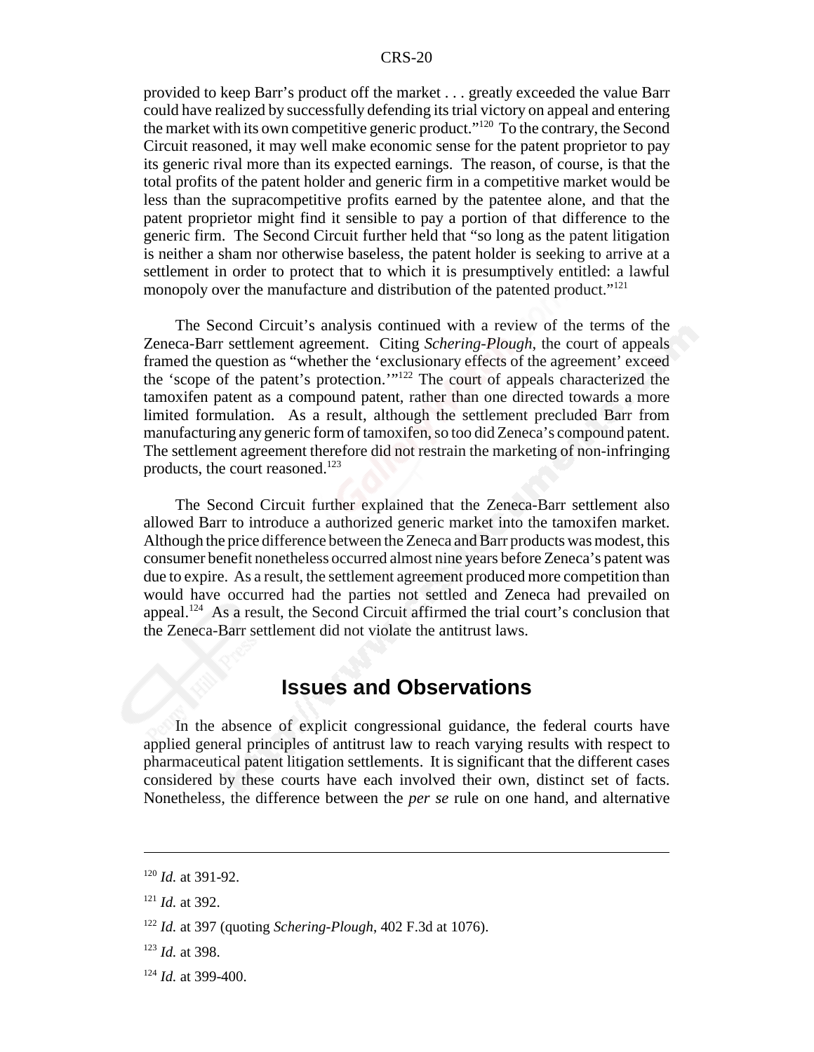provided to keep Barr's product off the market . . . greatly exceeded the value Barr could have realized by successfully defending its trial victory on appeal and entering the market with its own competitive generic product."[120] To the contrary, the Second Circuit reasoned, it may well make economic sense for the patent proprietor to pay its generic rival more than its expected earnings. The reason, of course, is that the total profits of the patent holder and generic firm in a competitive market would be less than the supracompetitive profits earned by the patentee alone, and that the patent proprietor might find it sensible to pay a portion of that difference to the generic firm. The Second Circuit further held that "so long as the patent litigation is neither a sham nor otherwise baseless, the patent holder is seeking to arrive at a settlement in order to protect that to which it is presumptively entitled: a lawful monopoly over the manufacture and distribution of the patented product."[121]

The Second Circuit's analysis continued with a review of the terms of the Zeneca-Barr settlement agreement. Citing *Schering-Plough*, the court of appeals framed the question as "whether the 'exclusionary effects of the agreement' exceed the 'scope of the patent's protection.'"[122] The court of appeals characterized the tamoxifen patent as a compound patent, rather than one directed towards a more limited formulation. As a result, although the settlement precluded Barr from manufacturing any generic form of tamoxifen, so too did Zeneca's compound patent. The settlement agreement therefore did not restrain the marketing of non-infringing products, the court reasoned.[123]

The Second Circuit further explained that the Zeneca-Barr settlement also allowed Barr to introduce a authorized generic market into the tamoxifen market. Although the price difference between the Zeneca and Barr products was modest, this consumer benefit nonetheless occurred almost nine years before Zeneca's patent was due to expire. As a result, the settlement agreement produced more competition than would have occurred had the parties not settled and Zeneca had prevailed on appeal.[124] As a result, the Second Circuit affirmed the trial court's conclusion that the Zeneca-Barr settlement did not violate the antitrust laws.

## Issues and Observations

In the absence of explicit congressional guidance, the federal courts have applied general principles of antitrust law to reach varying results with respect to pharmaceutical patent litigation settlements. It is significant that the different cases considered by these courts have each involved their own, distinct set of facts. Nonetheless, the difference between the *per se* rule on one hand, and alternative

---

[120] *Id.* at 391-92.

[121] *Id.* at 392.

[122] *Id.* at 397 (quoting *Schering-Plough*, 402 F.3d at 1076).

[123] *Id.* at 398.

[124] *Id.* at 399-400.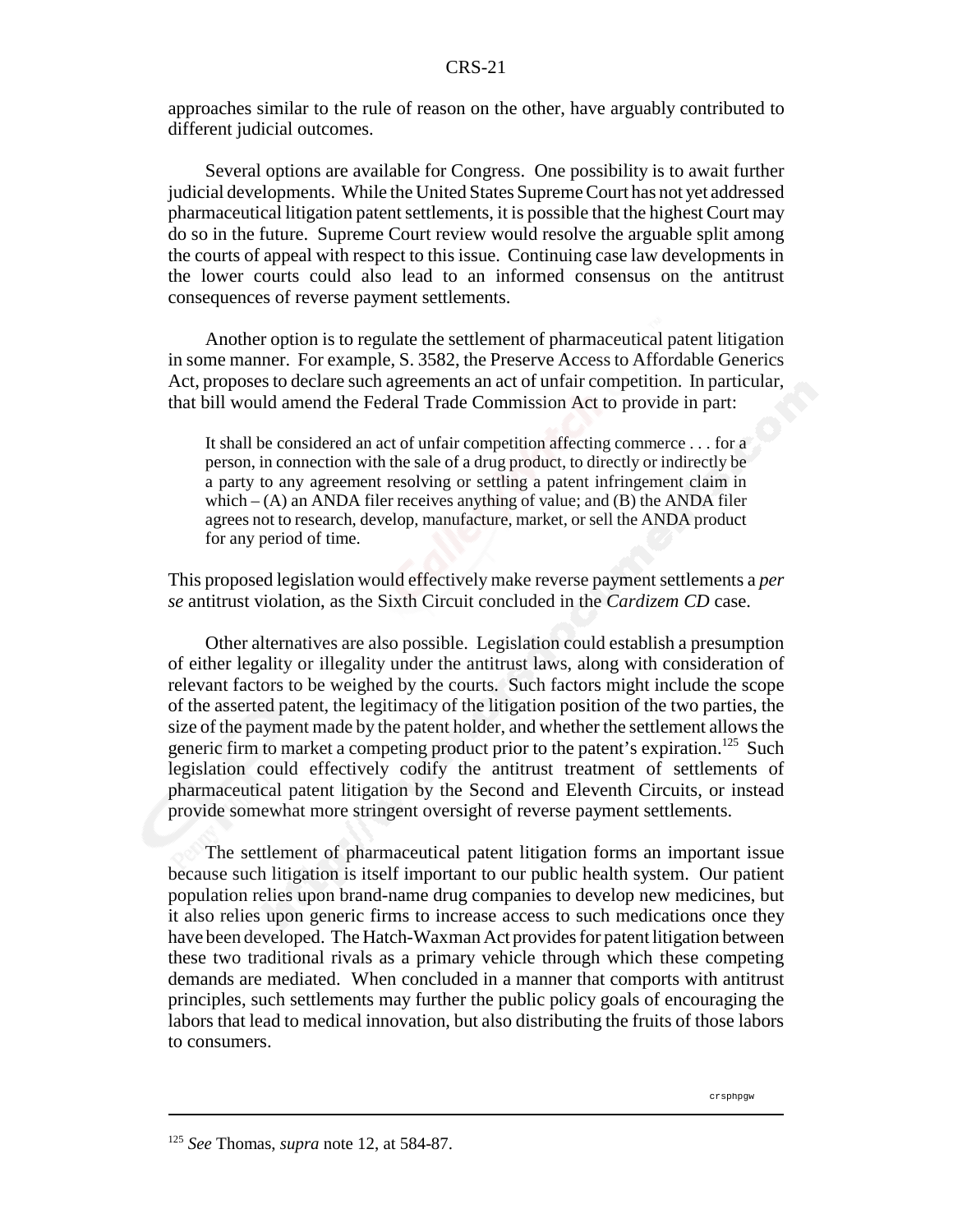approaches similar to the rule of reason on the other, have arguably contributed to different judicial outcomes.

Several options are available for Congress. One possibility is to await further judicial developments. While the United States Supreme Court has not yet addressed pharmaceutical litigation patent settlements, it is possible that the highest Court may do so in the future. Supreme Court review would resolve the arguable split among the courts of appeal with respect to this issue. Continuing case law developments in the lower courts could also lead to an informed consensus on the antitrust consequences of reverse payment settlements.

Another option is to regulate the settlement of pharmaceutical patent litigation in some manner. For example, S. 3582, the Preserve Access to Affordable Generics Act, proposes to declare such agreements an act of unfair competition. In particular, that bill would amend the Federal Trade Commission Act to provide in part:

> It shall be considered an act of unfair competition affecting commerce . . . for a person, in connection with the sale of a drug product, to directly or indirectly be a party to any agreement resolving or settling a patent infringement claim in which – (A) an ANDA filer receives anything of value; and (B) the ANDA filer agrees not to research, develop, manufacture, market, or sell the ANDA product for any period of time.

This proposed legislation would effectively make reverse payment settlements a *per se* antitrust violation, as the Sixth Circuit concluded in the *Cardizem CD* case.

Other alternatives are also possible. Legislation could establish a presumption of either legality or illegality under the antitrust laws, along with consideration of relevant factors to be weighed by the courts. Such factors might include the scope of the asserted patent, the legitimacy of the litigation position of the two parties, the size of the payment made by the patent holder, and whether the settlement allows the generic firm to market a competing product prior to the patent's expiration.[125] Such legislation could effectively codify the antitrust treatment of settlements of pharmaceutical patent litigation by the Second and Eleventh Circuits, or instead provide somewhat more stringent oversight of reverse payment settlements.

The settlement of pharmaceutical patent litigation forms an important issue because such litigation is itself important to our public health system. Our patient population relies upon brand-name drug companies to develop new medicines, but it also relies upon generic firms to increase access to such medications once they have been developed. The Hatch-Waxman Act provides for patent litigation between these two traditional rivals as a primary vehicle through which these competing demands are mediated. When concluded in a manner that comports with antitrust principles, such settlements may further the public policy goals of encouraging the labors that lead to medical innovation, but also distributing the fruits of those labors to consumers.

crsphpgw

---

[125] *See* Thomas, *supra* note 12, at 584-87.